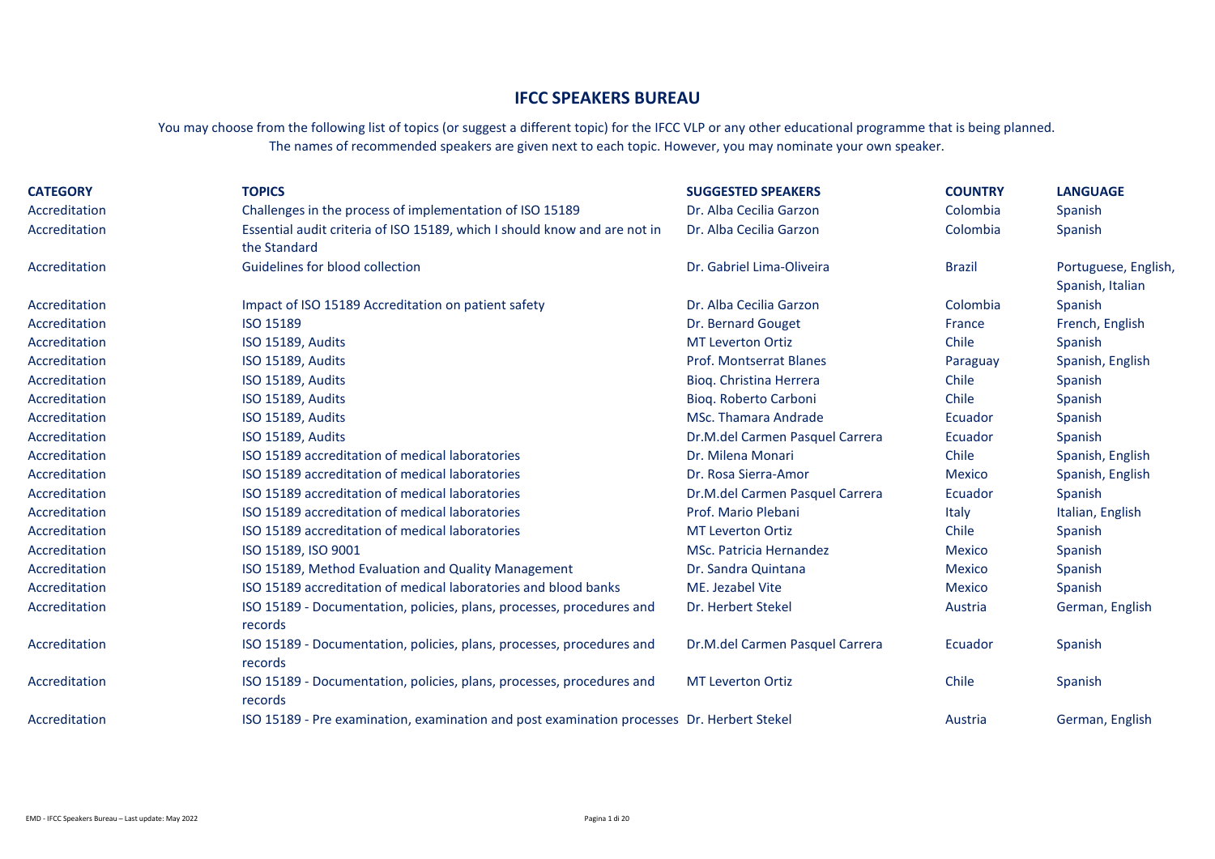# IFCC SPEAKERS BUREAU

You may choose from the following list of topics (or suggest a different topic) for the IFCC VLP or any other educational programme that is being planned.
The names of recommended speakers are given next to each topic. However, you may nominate your own speaker.

| CATEGORY | TOPICS | SUGGESTED SPEAKERS | COUNTRY | LANGUAGE |
|---|---|---|---|---|
| Accreditation | Challenges in the process of implementation of ISO 15189 | Dr. Alba Cecilia Garzon | Colombia | Spanish |
| Accreditation | Essential audit criteria of ISO 15189, which I should know and are not in the Standard | Dr. Alba Cecilia Garzon | Colombia | Spanish |
| Accreditation | Guidelines for blood collection | Dr. Gabriel Lima-Oliveira | Brazil | Portuguese, English, Spanish, Italian |
| Accreditation | Impact of ISO 15189 Accreditation on patient safety | Dr. Alba Cecilia Garzon | Colombia | Spanish |
| Accreditation | ISO 15189 | Dr. Bernard Gouget | France | French, English |
| Accreditation | ISO 15189, Audits | MT Leverton Ortiz | Chile | Spanish |
| Accreditation | ISO 15189, Audits | Prof. Montserrat Blanes | Paraguay | Spanish, English |
| Accreditation | ISO 15189, Audits | Bioq. Christina Herrera | Chile | Spanish |
| Accreditation | ISO 15189, Audits | Bioq. Roberto Carboni | Chile | Spanish |
| Accreditation | ISO 15189, Audits | MSc. Thamara Andrade | Ecuador | Spanish |
| Accreditation | ISO 15189, Audits | Dr.M.del Carmen Pasquel Carrera | Ecuador | Spanish |
| Accreditation | ISO 15189 accreditation of medical laboratories | Dr. Milena Monari | Chile | Spanish, English |
| Accreditation | ISO 15189 accreditation of medical laboratories | Dr. Rosa Sierra-Amor | Mexico | Spanish, English |
| Accreditation | ISO 15189 accreditation of medical laboratories | Dr.M.del Carmen Pasquel Carrera | Ecuador | Spanish |
| Accreditation | ISO 15189 accreditation of medical laboratories | Prof. Mario Plebani | Italy | Italian, English |
| Accreditation | ISO 15189 accreditation of medical laboratories | MT Leverton Ortiz | Chile | Spanish |
| Accreditation | ISO 15189, ISO 9001 | MSc. Patricia Hernandez | Mexico | Spanish |
| Accreditation | ISO 15189, Method Evaluation and Quality Management | Dr. Sandra Quintana | Mexico | Spanish |
| Accreditation | ISO 15189 accreditation of medical laboratories and blood banks | ME. Jezabel Vite | Mexico | Spanish |
| Accreditation | ISO 15189 - Documentation, policies, plans, processes, procedures and records | Dr. Herbert Stekel | Austria | German, English |
| Accreditation | ISO 15189 - Documentation, policies, plans, processes, procedures and records | Dr.M.del Carmen Pasquel Carrera | Ecuador | Spanish |
| Accreditation | ISO 15189 - Documentation, policies, plans, processes, procedures and records | MT Leverton Ortiz | Chile | Spanish |
| Accreditation | ISO 15189 - Pre examination, examination and post examination processes | Dr. Herbert Stekel | Austria | German, English |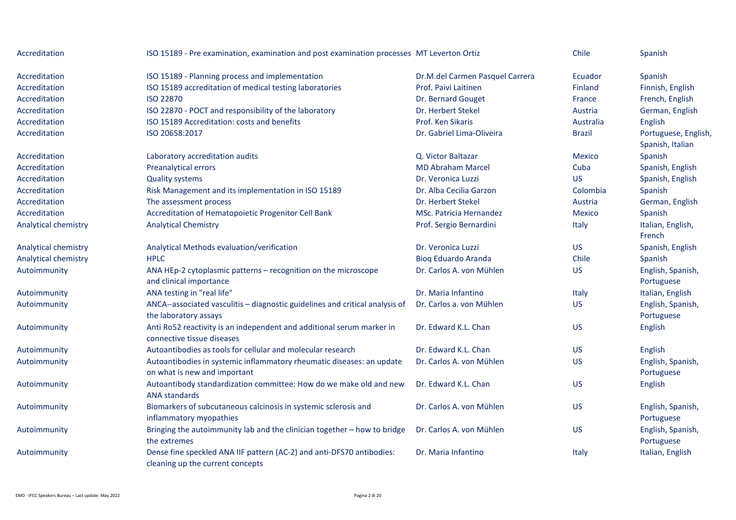| | | | | |
|---|---|---|---|---|
| Accreditation | ISO 15189 - Pre examination, examination and post examination processes | MT Leverton Ortiz | Chile | Spanish |
| Accreditation | ISO 15189 - Planning process and implementation | Dr.M.del Carmen Pasquel Carrera | Ecuador | Spanish |
| Accreditation | ISO 15189 accreditation of medical testing laboratories | Prof. Paivi Laitinen | Finland | Finnish, English |
| Accreditation | ISO 22870 | Dr. Bernard Gouget | France | French, English |
| Accreditation | ISO 22870 - POCT and responsibility of the laboratory | Dr. Herbert Stekel | Austria | German, English |
| Accreditation | ISO 15189 Accreditation: costs and benefits | Prof. Ken Sikaris | Australia | English |
| Accreditation | ISO 20658:2017 | Dr. Gabriel Lima-Oliveira | Brazil | Portuguese, English, Spanish, Italian |
| Accreditation | Laboratory accreditation audits | Q. Victor Baltazar | Mexico | Spanish |
| Accreditation | Preanalytical errors | MD Abraham Marcel | Cuba | Spanish, English |
| Accreditation | Quality systems | Dr. Veronica Luzzi | US | Spanish, English |
| Accreditation | Risk Management and its implementation in ISO 15189 | Dr. Alba Cecilia Garzon | Colombia | Spanish |
| Accreditation | The assessment process | Dr. Herbert Stekel | Austria | German, English |
| Accreditation | Accreditation of Hematopoietic Progenitor Cell Bank | MSc. Patricia Hernandez | Mexico | Spanish |
| Analytical chemistry | Analytical Chemistry | Prof. Sergio Bernardini | Italy | Italian, English, French |
| Analytical chemistry | Analytical Methods evaluation/verification | Dr. Veronica Luzzi | US | Spanish, English |
| Analytical chemistry | HPLC | Bioq Eduardo Aranda | Chile | Spanish |
| Autoimmunity | ANA HEp-2 cytoplasmic patterns – recognition on the microscope and clinical importance | Dr. Carlos A. von Mühlen | US | English, Spanish, Portuguese |
| Autoimmunity | ANA testing in "real life" | Dr. Maria Infantino | Italy | Italian, English |
| Autoimmunity | ANCA--associated vasculitis – diagnostic guidelines and critical analysis of the laboratory assays | Dr. Carlos a. von Mühlen | US | English, Spanish, Portuguese |
| Autoimmunity | Anti Ro52 reactivity is an independent and additional serum marker in connective tissue diseases | Dr. Edward K.L. Chan | US | English |
| Autoimmunity | Autoantibodies as tools for cellular and molecular research | Dr. Edward K.L. Chan | US | English |
| Autoimmunity | Autoantibodies in systemic inflammatory rheumatic diseases: an update on what is new and important | Dr. Carlos A. von Mühlen | US | English, Spanish, Portuguese |
| Autoimmunity | Autoantibody standardization committee: How do we make old and new ANA standards | Dr. Edward K.L. Chan | US | English |
| Autoimmunity | Biomarkers of subcutaneous calcinosis in systemic sclerosis and inflammatory myopathies | Dr. Carlos A. von Mühlen | US | English, Spanish, Portuguese |
| Autoimmunity | Bringing the autoimmunity lab and the clinician together – how to bridge the extremes | Dr. Carlos A. von Mühlen | US | English, Spanish, Portuguese |
| Autoimmunity | Dense fine speckled ANA IIF pattern (AC-2) and anti-DFS70 antibodies: cleaning up the current concepts | Dr. Maria Infantino | Italy | Italian, English |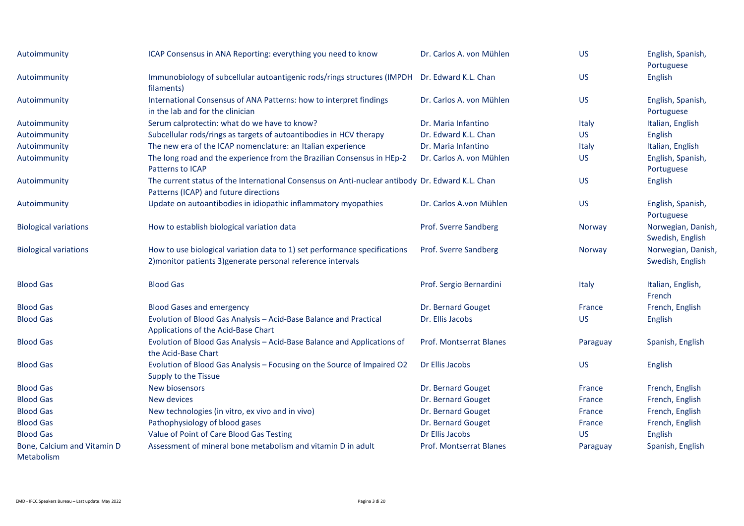| | | | | |
|---|---|---|---|---|
| Autoimmunity | ICAP Consensus in ANA Reporting: everything you need to know | Dr. Carlos A. von Mühlen | US | English, Spanish, Portuguese |
| Autoimmunity | Immunobiology of subcellular autoantigenic rods/rings structures (IMPDH filaments) | Dr. Edward K.L. Chan | US | English |
| Autoimmunity | International Consensus of ANA Patterns: how to interpret findings in the lab and for the clinician | Dr. Carlos A. von Mühlen | US | English, Spanish, Portuguese |
| Autoimmunity | Serum calprotectin: what do we have to know? | Dr. Maria Infantino | Italy | Italian, English |
| Autoimmunity | Subcellular rods/rings as targets of autoantibodies in HCV therapy | Dr. Edward K.L. Chan | US | English |
| Autoimmunity | The new era of the ICAP nomenclature: an Italian experience | Dr. Maria Infantino | Italy | Italian, English |
| Autoimmunity | The long road and the experience from the Brazilian Consensus in HEp-2 Patterns to ICAP | Dr. Carlos A. von Mühlen | US | English, Spanish, Portuguese |
| Autoimmunity | The current status of the International Consensus on Anti-nuclear antibody Patterns (ICAP) and future directions | Dr. Edward K.L. Chan | US | English |
| Autoimmunity | Update on autoantibodies in idiopathic inflammatory myopathies | Dr. Carlos A.von Mühlen | US | English, Spanish, Portuguese |
| Biological variations | How to establish biological variation data | Prof. Sverre Sandberg | Norway | Norwegian, Danish, Swedish, English |
| Biological variations | How to use biological variation data to 1) set performance specifications 2)monitor patients 3)generate personal reference intervals | Prof. Sverre Sandberg | Norway | Norwegian, Danish, Swedish, English |
| Blood Gas | Blood Gas | Prof. Sergio Bernardini | Italy | Italian, English, French |
| Blood Gas | Blood Gases and emergency | Dr. Bernard Gouget | France | French, English |
| Blood Gas | Evolution of Blood Gas Analysis – Acid-Base Balance and Practical Applications of the Acid-Base Chart | Dr. Ellis Jacobs | US | English |
| Blood Gas | Evolution of Blood Gas Analysis – Acid-Base Balance and Applications of the Acid-Base Chart | Prof. Montserrat Blanes | Paraguay | Spanish, English |
| Blood Gas | Evolution of Blood Gas Analysis – Focusing on the Source of Impaired O2 Supply to the Tissue | Dr Ellis Jacobs | US | English |
| Blood Gas | New biosensors | Dr. Bernard Gouget | France | French, English |
| Blood Gas | New devices | Dr. Bernard Gouget | France | French, English |
| Blood Gas | New technologies (in vitro, ex vivo and in vivo) | Dr. Bernard Gouget | France | French, English |
| Blood Gas | Pathophysiology of blood gases | Dr. Bernard Gouget | France | French, English |
| Blood Gas | Value of Point of Care Blood Gas Testing | Dr Ellis Jacobs | US | English |
| Bone, Calcium and Vitamin D Metabolism | Assessment of mineral bone metabolism and vitamin D in adult | Prof. Montserrat Blanes | Paraguay | Spanish, English |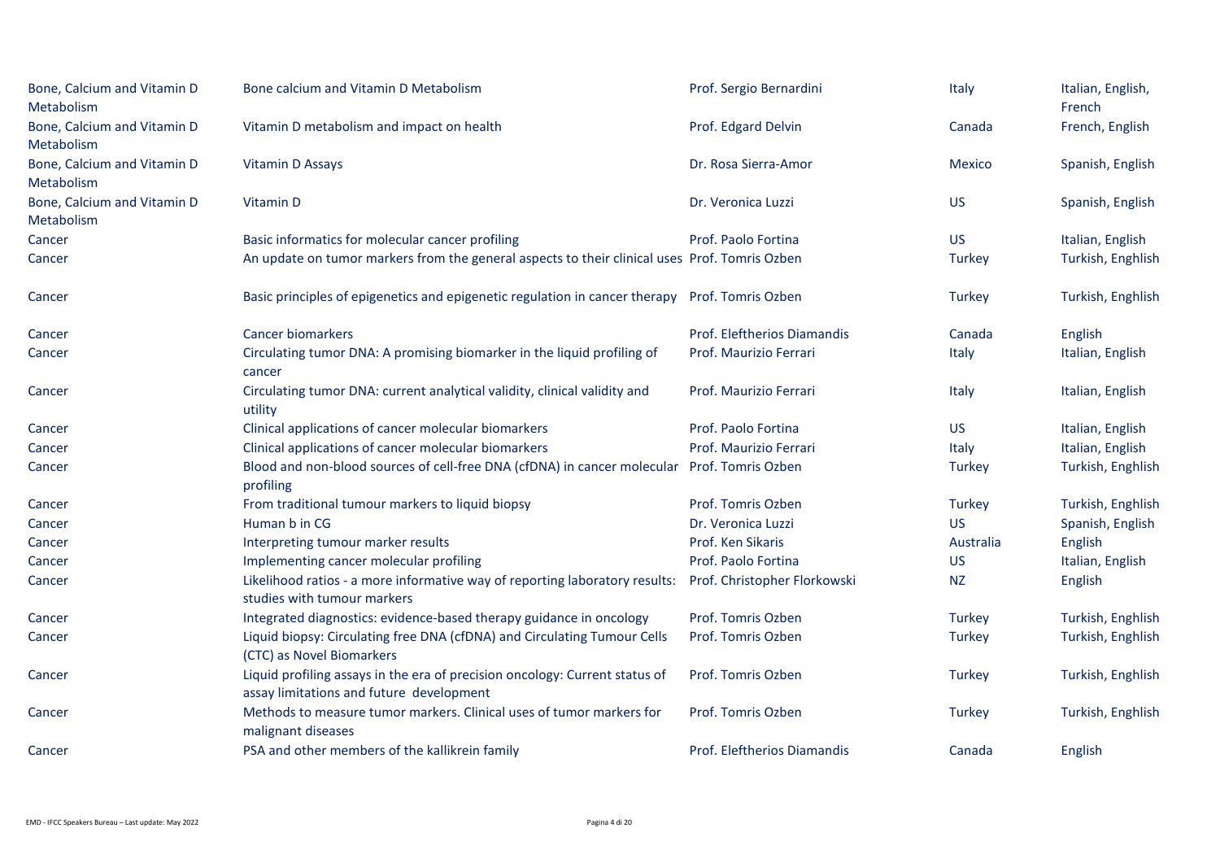| | | | | |
|---|---|---|---|---|
| Bone, Calcium and Vitamin D Metabolism | Bone calcium and Vitamin D Metabolism | Prof. Sergio Bernardini | Italy | Italian, English, French |
| Bone, Calcium and Vitamin D Metabolism | Vitamin D metabolism and impact on health | Prof. Edgard Delvin | Canada | French, English |
| Bone, Calcium and Vitamin D Metabolism | Vitamin D Assays | Dr. Rosa Sierra-Amor | Mexico | Spanish, English |
| Bone, Calcium and Vitamin D Metabolism | Vitamin D | Dr. Veronica Luzzi | US | Spanish, English |
| Cancer | Basic informatics for molecular cancer profiling | Prof. Paolo Fortina | US | Italian, English |
| Cancer | An update on tumor markers from the general aspects to their clinical uses | Prof. Tomris Ozben | Turkey | Turkish, Enghlish |
| Cancer | Basic principles of epigenetics and epigenetic regulation in cancer therapy | Prof. Tomris Ozben | Turkey | Turkish, Enghlish |
| Cancer | Cancer biomarkers | Prof. Eleftherios Diamandis | Canada | English |
| Cancer | Circulating tumor DNA: A promising biomarker in the liquid profiling of cancer | Prof. Maurizio Ferrari | Italy | Italian, English |
| Cancer | Circulating tumor DNA: current analytical validity, clinical validity and utility | Prof. Maurizio Ferrari | Italy | Italian, English |
| Cancer | Clinical applications of cancer molecular biomarkers | Prof. Paolo Fortina | US | Italian, English |
| Cancer | Clinical applications of cancer molecular biomarkers | Prof. Maurizio Ferrari | Italy | Italian, English |
| Cancer | Blood and non-blood sources of cell-free DNA (cfDNA) in cancer molecular profiling | Prof. Tomris Ozben | Turkey | Turkish, Enghlish |
| Cancer | From traditional tumour markers to liquid biopsy | Prof. Tomris Ozben | Turkey | Turkish, Enghlish |
| Cancer | Human b in CG | Dr. Veronica Luzzi | US | Spanish, English |
| Cancer | Interpreting tumour marker results | Prof. Ken Sikaris | Australia | English |
| Cancer | Implementing cancer molecular profiling | Prof. Paolo Fortina | US | Italian, English |
| Cancer | Likelihood ratios - a more informative way of reporting laboratory results: studies with tumour markers | Prof. Christopher Florkowski | NZ | English |
| Cancer | Integrated diagnostics: evidence-based therapy guidance in oncology | Prof. Tomris Ozben | Turkey | Turkish, Enghlish |
| Cancer | Liquid biopsy: Circulating free DNA (cfDNA) and Circulating Tumour Cells (CTC) as Novel Biomarkers | Prof. Tomris Ozben | Turkey | Turkish, Enghlish |
| Cancer | Liquid profiling assays in the era of precision oncology: Current status of assay limitations and future development | Prof. Tomris Ozben | Turkey | Turkish, Enghlish |
| Cancer | Methods to measure tumor markers. Clinical uses of tumor markers for malignant diseases | Prof. Tomris Ozben | Turkey | Turkish, Enghlish |
| Cancer | PSA and other members of the kallikrein family | Prof. Eleftherios Diamandis | Canada | English |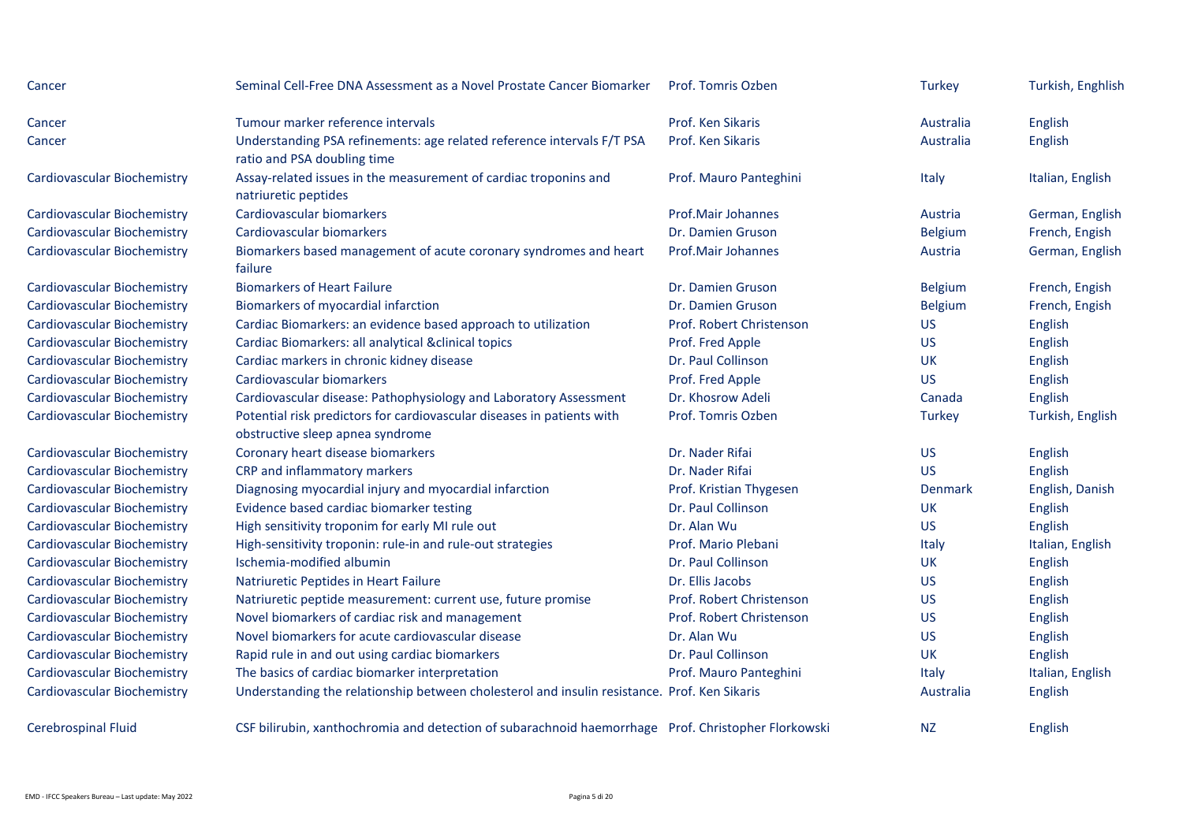| | | | | |
|---|---|---|---|---|
| Cancer | Seminal Cell-Free DNA Assessment as a Novel Prostate Cancer Biomarker | Prof. Tomris Ozben | Turkey | Turkish, Enghlish |
| Cancer | Tumour marker reference intervals | Prof. Ken Sikaris | Australia | English |
| Cancer | Understanding PSA refinements: age related reference intervals F/T PSA ratio and PSA doubling time | Prof. Ken Sikaris | Australia | English |
| Cardiovascular Biochemistry | Assay-related issues in the measurement of cardiac troponins and natriuretic peptides | Prof. Mauro Panteghini | Italy | Italian, English |
| Cardiovascular Biochemistry | Cardiovascular biomarkers | Prof.Mair Johannes | Austria | German, English |
| Cardiovascular Biochemistry | Cardiovascular biomarkers | Dr. Damien Gruson | Belgium | French, Engish |
| Cardiovascular Biochemistry | Biomarkers based management of acute coronary syndromes and heart failure | Prof.Mair Johannes | Austria | German, English |
| Cardiovascular Biochemistry | Biomarkers of Heart Failure | Dr. Damien Gruson | Belgium | French, Engish |
| Cardiovascular Biochemistry | Biomarkers of myocardial infarction | Dr. Damien Gruson | Belgium | French, Engish |
| Cardiovascular Biochemistry | Cardiac Biomarkers: an evidence based approach to utilization | Prof. Robert Christenson | US | English |
| Cardiovascular Biochemistry | Cardiac Biomarkers: all analytical &clinical topics | Prof. Fred Apple | US | English |
| Cardiovascular Biochemistry | Cardiac markers in chronic kidney disease | Dr. Paul Collinson | UK | English |
| Cardiovascular Biochemistry | Cardiovascular biomarkers | Prof. Fred Apple | US | English |
| Cardiovascular Biochemistry | Cardiovascular disease: Pathophysiology and Laboratory Assessment | Dr. Khosrow Adeli | Canada | English |
| Cardiovascular Biochemistry | Potential risk predictors for cardiovascular diseases in patients with obstructive sleep apnea syndrome | Prof. Tomris Ozben | Turkey | Turkish, English |
| Cardiovascular Biochemistry | Coronary heart disease biomarkers | Dr. Nader Rifai | US | English |
| Cardiovascular Biochemistry | CRP and inflammatory markers | Dr. Nader Rifai | US | English |
| Cardiovascular Biochemistry | Diagnosing myocardial injury and myocardial infarction | Prof. Kristian Thygesen | Denmark | English, Danish |
| Cardiovascular Biochemistry | Evidence based cardiac biomarker testing | Dr. Paul Collinson | UK | English |
| Cardiovascular Biochemistry | High sensitivity troponim for early MI rule out | Dr. Alan Wu | US | English |
| Cardiovascular Biochemistry | High-sensitivity troponin: rule-in and rule-out strategies | Prof. Mario Plebani | Italy | Italian, English |
| Cardiovascular Biochemistry | Ischemia-modified albumin | Dr. Paul Collinson | UK | English |
| Cardiovascular Biochemistry | Natriuretic Peptides in Heart Failure | Dr. Ellis Jacobs | US | English |
| Cardiovascular Biochemistry | Natriuretic peptide measurement: current use, future promise | Prof. Robert Christenson | US | English |
| Cardiovascular Biochemistry | Novel biomarkers of cardiac risk and management | Prof. Robert Christenson | US | English |
| Cardiovascular Biochemistry | Novel biomarkers for acute cardiovascular disease | Dr. Alan Wu | US | English |
| Cardiovascular Biochemistry | Rapid rule in and out using cardiac biomarkers | Dr. Paul Collinson | UK | English |
| Cardiovascular Biochemistry | The basics of cardiac biomarker interpretation | Prof. Mauro Panteghini | Italy | Italian, English |
| Cardiovascular Biochemistry | Understanding the relationship between cholesterol and insulin resistance. | Prof. Ken Sikaris | Australia | English |
| Cerebrospinal Fluid | CSF bilirubin, xanthochromia and detection of subarachnoid haemorrhage | Prof. Christopher Florkowski | NZ | English |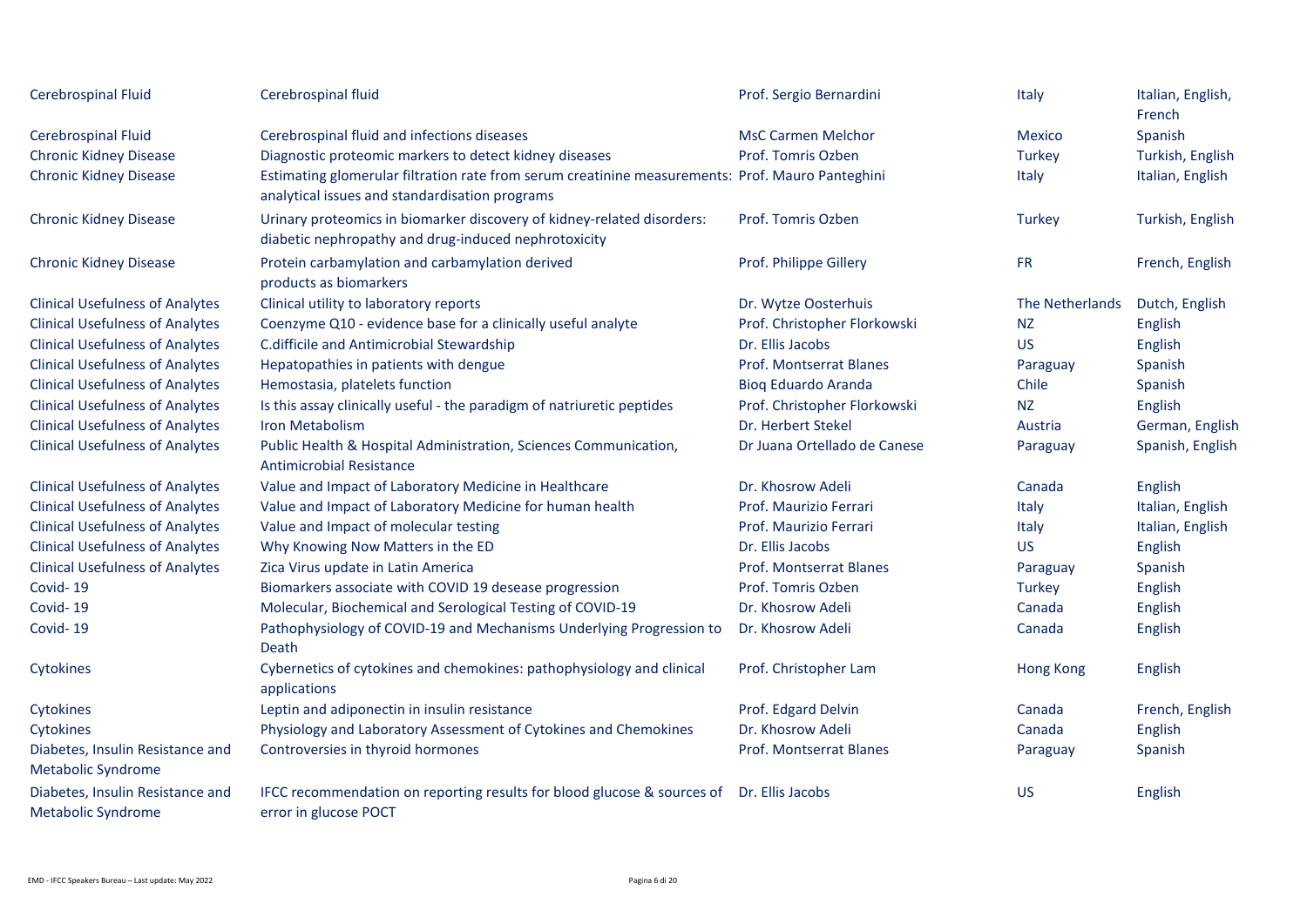| | | | | |
|---|---|---|---|---|
| Cerebrospinal Fluid | Cerebrospinal fluid | Prof. Sergio Bernardini | Italy | Italian, English, French |
| Cerebrospinal Fluid | Cerebrospinal fluid and infections diseases | MsC Carmen Melchor | Mexico | Spanish |
| Chronic Kidney Disease | Diagnostic proteomic markers to detect kidney diseases | Prof. Tomris Ozben | Turkey | Turkish, English |
| Chronic Kidney Disease | Estimating glomerular filtration rate from serum creatinine measurements: analytical issues and standardisation programs | Prof. Mauro Panteghini | Italy | Italian, English |
| Chronic Kidney Disease | Urinary proteomics in biomarker discovery of kidney-related disorders: diabetic nephropathy and drug-induced nephrotoxicity | Prof. Tomris Ozben | Turkey | Turkish, English |
| Chronic Kidney Disease | Protein carbamylation and carbamylation derived products as biomarkers | Prof. Philippe Gillery | FR | French, English |
| Clinical Usefulness of Analytes | Clinical utility to laboratory reports | Dr. Wytze Oosterhuis | The Netherlands | Dutch, English |
| Clinical Usefulness of Analytes | Coenzyme Q10 - evidence base for a clinically useful analyte | Prof. Christopher Florkowski | NZ | English |
| Clinical Usefulness of Analytes | C.difficile and Antimicrobial Stewardship | Dr. Ellis Jacobs | US | English |
| Clinical Usefulness of Analytes | Hepatopathies in patients with dengue | Prof. Montserrat Blanes | Paraguay | Spanish |
| Clinical Usefulness of Analytes | Hemostasia, platelets function | Bioq Eduardo Aranda | Chile | Spanish |
| Clinical Usefulness of Analytes | Is this assay clinically useful - the paradigm of natriuretic peptides | Prof. Christopher Florkowski | NZ | English |
| Clinical Usefulness of Analytes | Iron Metabolism | Dr. Herbert Stekel | Austria | German, English |
| Clinical Usefulness of Analytes | Public Health & Hospital Administration, Sciences Communication, Antimicrobial Resistance | Dr Juana Ortellado de Canese | Paraguay | Spanish, English |
| Clinical Usefulness of Analytes | Value and Impact of Laboratory Medicine in Healthcare | Dr. Khosrow Adeli | Canada | English |
| Clinical Usefulness of Analytes | Value and Impact of Laboratory Medicine for human health | Prof. Maurizio Ferrari | Italy | Italian, English |
| Clinical Usefulness of Analytes | Value and Impact of molecular testing | Prof. Maurizio Ferrari | Italy | Italian, English |
| Clinical Usefulness of Analytes | Why Knowing Now Matters in the ED | Dr. Ellis Jacobs | US | English |
| Clinical Usefulness of Analytes | Zica Virus update in Latin America | Prof. Montserrat Blanes | Paraguay | Spanish |
| Covid- 19 | Biomarkers associate with COVID 19 desease progression | Prof. Tomris Ozben | Turkey | English |
| Covid- 19 | Molecular, Biochemical and Serological Testing of COVID-19 | Dr. Khosrow Adeli | Canada | English |
| Covid- 19 | Pathophysiology of COVID-19 and Mechanisms Underlying Progression to Death | Dr. Khosrow Adeli | Canada | English |
| Cytokines | Cybernetics of cytokines and chemokines: pathophysiology and clinical applications | Prof. Christopher Lam | Hong Kong | English |
| Cytokines | Leptin and adiponectin in insulin resistance | Prof. Edgard Delvin | Canada | French, English |
| Cytokines | Physiology and Laboratory Assessment of Cytokines and Chemokines | Dr. Khosrow Adeli | Canada | English |
| Diabetes, Insulin Resistance and Metabolic Syndrome | Controversies in thyroid hormones | Prof. Montserrat Blanes | Paraguay | Spanish |
| Diabetes, Insulin Resistance and Metabolic Syndrome | IFCC recommendation on reporting results for blood glucose & sources of error in glucose POCT | Dr. Ellis Jacobs | US | English |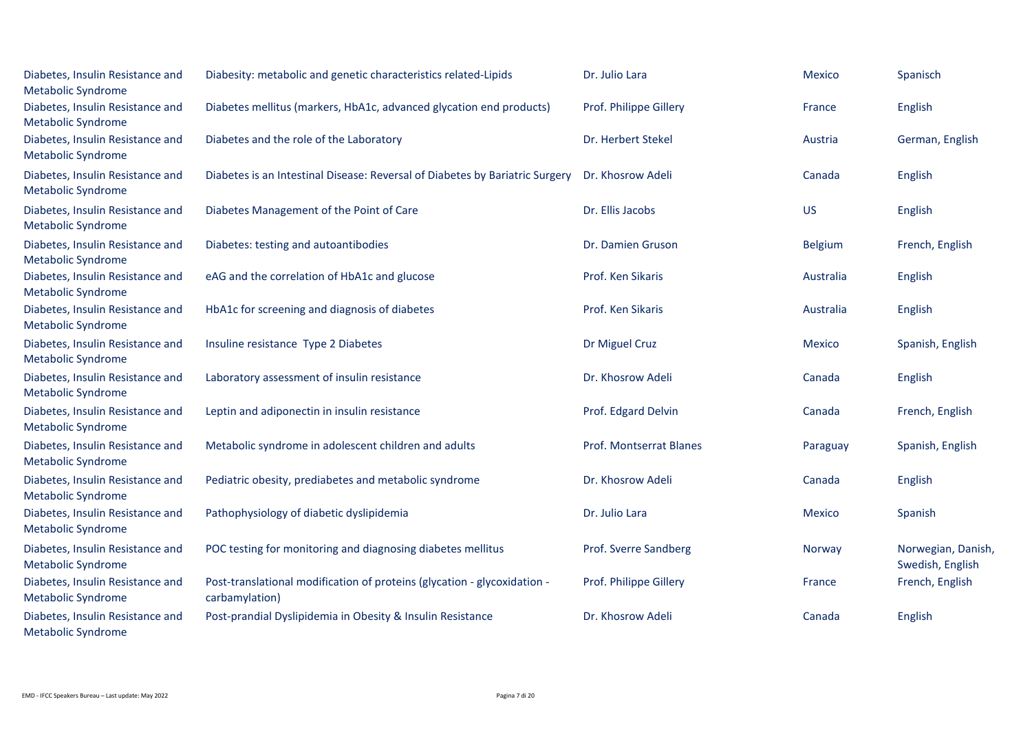| | | | | |
|---|---|---|---|---|
| Diabetes, Insulin Resistance and Metabolic Syndrome | Diabesity: metabolic and genetic characteristics related-Lipids | Dr. Julio Lara | Mexico | Spanisch |
| Diabetes, Insulin Resistance and Metabolic Syndrome | Diabetes mellitus (markers, HbA1c, advanced glycation end products) | Prof. Philippe Gillery | France | English |
| Diabetes, Insulin Resistance and Metabolic Syndrome | Diabetes and the role of the Laboratory | Dr. Herbert Stekel | Austria | German, English |
| Diabetes, Insulin Resistance and Metabolic Syndrome | Diabetes is an Intestinal Disease: Reversal of Diabetes by Bariatric Surgery | Dr. Khosrow Adeli | Canada | English |
| Diabetes, Insulin Resistance and Metabolic Syndrome | Diabetes Management of the Point of Care | Dr. Ellis Jacobs | US | English |
| Diabetes, Insulin Resistance and Metabolic Syndrome | Diabetes: testing and autoantibodies | Dr. Damien Gruson | Belgium | French, English |
| Diabetes, Insulin Resistance and Metabolic Syndrome | eAG and the correlation of HbA1c and glucose | Prof. Ken Sikaris | Australia | English |
| Diabetes, Insulin Resistance and Metabolic Syndrome | HbA1c for screening and diagnosis of diabetes | Prof. Ken Sikaris | Australia | English |
| Diabetes, Insulin Resistance and Metabolic Syndrome | Insuline resistance Type 2 Diabetes | Dr Miguel Cruz | Mexico | Spanish, English |
| Diabetes, Insulin Resistance and Metabolic Syndrome | Laboratory assessment of insulin resistance | Dr. Khosrow Adeli | Canada | English |
| Diabetes, Insulin Resistance and Metabolic Syndrome | Leptin and adiponectin in insulin resistance | Prof. Edgard Delvin | Canada | French, English |
| Diabetes, Insulin Resistance and Metabolic Syndrome | Metabolic syndrome in adolescent children and adults | Prof. Montserrat Blanes | Paraguay | Spanish, English |
| Diabetes, Insulin Resistance and Metabolic Syndrome | Pediatric obesity, prediabetes and metabolic syndrome | Dr. Khosrow Adeli | Canada | English |
| Diabetes, Insulin Resistance and Metabolic Syndrome | Pathophysiology of diabetic dyslipidemia | Dr. Julio Lara | Mexico | Spanish |
| Diabetes, Insulin Resistance and Metabolic Syndrome | POC testing for monitoring and diagnosing diabetes mellitus | Prof. Sverre Sandberg | Norway | Norwegian, Danish, Swedish, English |
| Diabetes, Insulin Resistance and Metabolic Syndrome | Post-translational modification of proteins (glycation - glycoxidation - carbamylation) | Prof. Philippe Gillery | France | French, English |
| Diabetes, Insulin Resistance and Metabolic Syndrome | Post-prandial Dyslipidemia in Obesity & Insulin Resistance | Dr. Khosrow Adeli | Canada | English |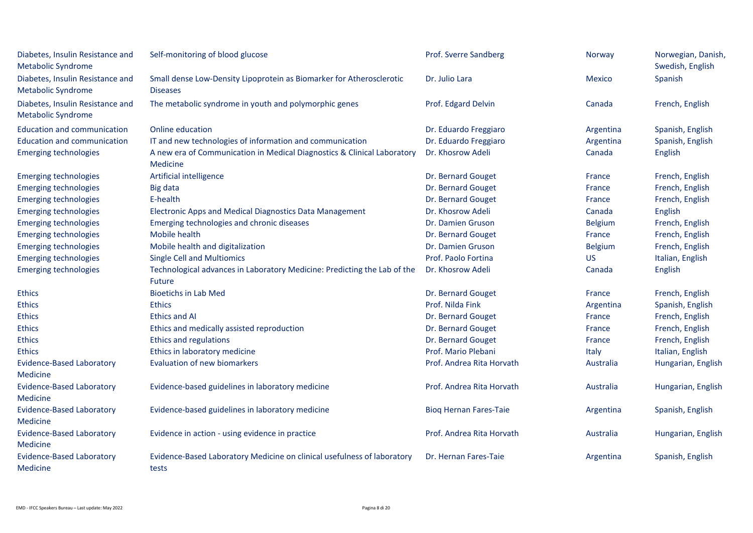| | | | | |
|---|---|---|---|---|
| Diabetes, Insulin Resistance and Metabolic Syndrome | Self-monitoring of blood glucose | Prof. Sverre Sandberg | Norway | Norwegian, Danish, Swedish, English |
| Diabetes, Insulin Resistance and Metabolic Syndrome | Small dense Low-Density Lipoprotein as Biomarker for Atherosclerotic Diseases | Dr. Julio Lara | Mexico | Spanish |
| Diabetes, Insulin Resistance and Metabolic Syndrome | The metabolic syndrome in youth and polymorphic genes | Prof. Edgard Delvin | Canada | French, English |
| Education and communication | Online education | Dr. Eduardo Freggiaro | Argentina | Spanish, English |
| Education and communication | IT and new technologies of information and communication | Dr. Eduardo Freggiaro | Argentina | Spanish, English |
| Emerging technologies | A new era of Communication in Medical Diagnostics & Clinical Laboratory Medicine | Dr. Khosrow Adeli | Canada | English |
| Emerging technologies | Artificial intelligence | Dr. Bernard Gouget | France | French, English |
| Emerging technologies | Big data | Dr. Bernard Gouget | France | French, English |
| Emerging technologies | E-health | Dr. Bernard Gouget | France | French, English |
| Emerging technologies | Electronic Apps and Medical Diagnostics Data Management | Dr. Khosrow Adeli | Canada | English |
| Emerging technologies | Emerging technologies and chronic diseases | Dr. Damien Gruson | Belgium | French, English |
| Emerging technologies | Mobile health | Dr. Bernard Gouget | France | French, English |
| Emerging technologies | Mobile health and digitalization | Dr. Damien Gruson | Belgium | French, English |
| Emerging technologies | Single Cell and Multiomics | Prof. Paolo Fortina | US | Italian, English |
| Emerging technologies | Technological advances in Laboratory Medicine: Predicting the Lab of the Future | Dr. Khosrow Adeli | Canada | English |
| Ethics | Bioetichs in Lab Med | Dr. Bernard Gouget | France | French, English |
| Ethics | Ethics | Prof. Nilda Fink | Argentina | Spanish, English |
| Ethics | Ethics and AI | Dr. Bernard Gouget | France | French, English |
| Ethics | Ethics and medically assisted reproduction | Dr. Bernard Gouget | France | French, English |
| Ethics | Ethics and regulations | Dr. Bernard Gouget | France | French, English |
| Ethics | Ethics in laboratory medicine | Prof. Mario Plebani | Italy | Italian, English |
| Evidence-Based Laboratory Medicine | Evaluation of new biomarkers | Prof. Andrea Rita Horvath | Australia | Hungarian, English |
| Evidence-Based Laboratory Medicine | Evidence-based guidelines in laboratory medicine | Prof. Andrea Rita Horvath | Australia | Hungarian, English |
| Evidence-Based Laboratory Medicine | Evidence-based guidelines in laboratory medicine | Bioq Hernan Fares-Taie | Argentina | Spanish, English |
| Evidence-Based Laboratory Medicine | Evidence in action - using evidence in practice | Prof. Andrea Rita Horvath | Australia | Hungarian, English |
| Evidence-Based Laboratory Medicine | Evidence-Based Laboratory Medicine on clinical usefulness of laboratory tests | Dr. Hernan Fares-Taie | Argentina | Spanish, English |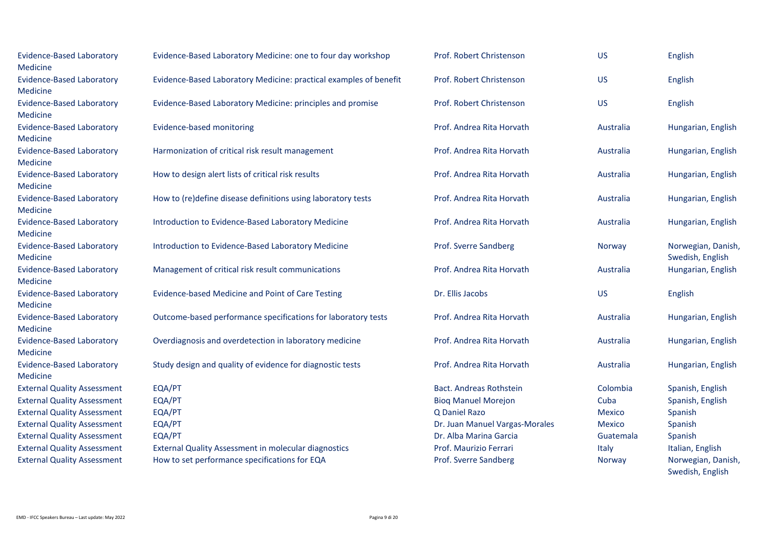| | | | | |
|---|---|---|---|---|
| Evidence-Based Laboratory Medicine | Evidence-Based Laboratory Medicine: one to four day workshop | Prof. Robert Christenson | US | English |
| Evidence-Based Laboratory Medicine | Evidence-Based Laboratory Medicine: practical examples of benefit | Prof. Robert Christenson | US | English |
| Evidence-Based Laboratory Medicine | Evidence-Based Laboratory Medicine: principles and promise | Prof. Robert Christenson | US | English |
| Evidence-Based Laboratory Medicine | Evidence-based monitoring | Prof. Andrea Rita Horvath | Australia | Hungarian, English |
| Evidence-Based Laboratory Medicine | Harmonization of critical risk result management | Prof. Andrea Rita Horvath | Australia | Hungarian, English |
| Evidence-Based Laboratory Medicine | How to design alert lists of critical risk results | Prof. Andrea Rita Horvath | Australia | Hungarian, English |
| Evidence-Based Laboratory Medicine | How to (re)define disease definitions using laboratory tests | Prof. Andrea Rita Horvath | Australia | Hungarian, English |
| Evidence-Based Laboratory Medicine | Introduction to Evidence-Based Laboratory Medicine | Prof. Andrea Rita Horvath | Australia | Hungarian, English |
| Evidence-Based Laboratory Medicine | Introduction to Evidence-Based Laboratory Medicine | Prof. Sverre Sandberg | Norway | Norwegian, Danish, Swedish, English |
| Evidence-Based Laboratory Medicine | Management of critical risk result communications | Prof. Andrea Rita Horvath | Australia | Hungarian, English |
| Evidence-Based Laboratory Medicine | Evidence-based Medicine and Point of Care Testing | Dr. Ellis Jacobs | US | English |
| Evidence-Based Laboratory Medicine | Outcome-based performance specifications for laboratory tests | Prof. Andrea Rita Horvath | Australia | Hungarian, English |
| Evidence-Based Laboratory Medicine | Overdiagnosis and overdetection in laboratory medicine | Prof. Andrea Rita Horvath | Australia | Hungarian, English |
| Evidence-Based Laboratory Medicine | Study design and quality of evidence for diagnostic tests | Prof. Andrea Rita Horvath | Australia | Hungarian, English |
| External Quality Assessment | EQA/PT | Bact. Andreas Rothstein | Colombia | Spanish, English |
| External Quality Assessment | EQA/PT | Bioq Manuel Morejon | Cuba | Spanish, English |
| External Quality Assessment | EQA/PT | Q Daniel Razo | Mexico | Spanish |
| External Quality Assessment | EQA/PT | Dr. Juan Manuel Vargas-Morales | Mexico | Spanish |
| External Quality Assessment | EQA/PT | Dr. Alba Marina Garcia | Guatemala | Spanish |
| External Quality Assessment | External Quality Assessment in molecular diagnostics | Prof. Maurizio Ferrari | Italy | Italian, English |
| External Quality Assessment | How to set performance specifications for EQA | Prof. Sverre Sandberg | Norway | Norwegian, Danish, Swedish, English |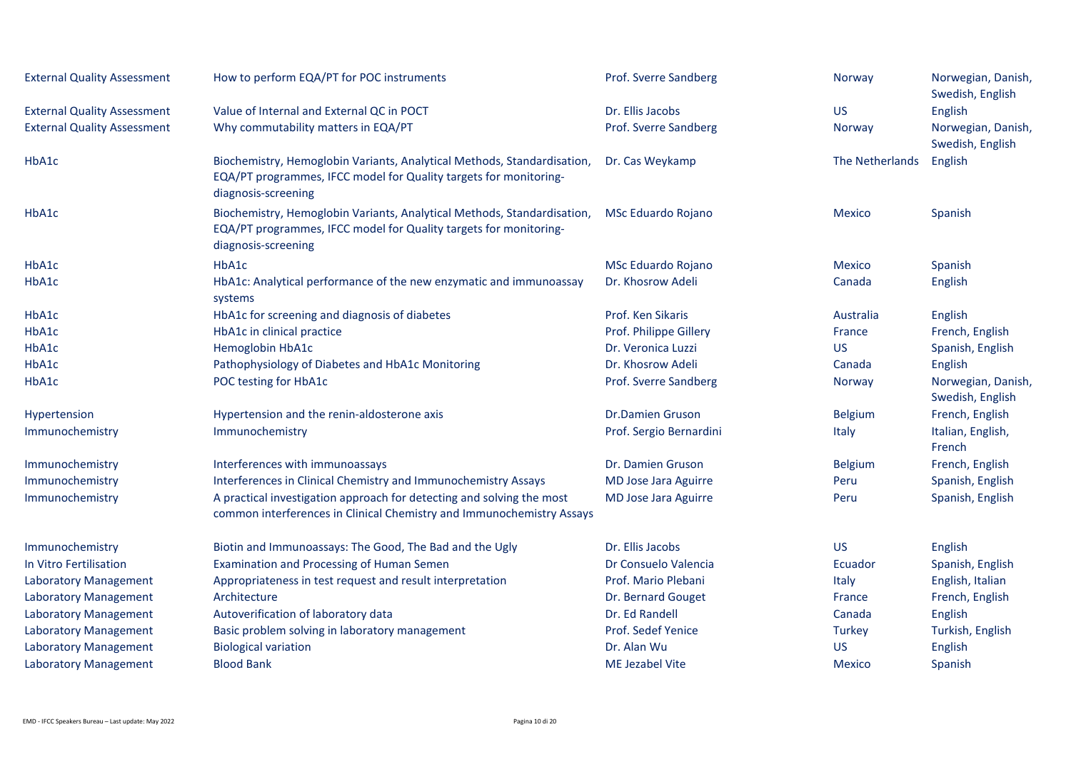| | | | | |
|---|---|---|---|---|
| External Quality Assessment | How to perform EQA/PT for POC instruments | Prof. Sverre Sandberg | Norway | Norwegian, Danish, Swedish, English |
| External Quality Assessment | Value of Internal and External QC in POCT | Dr. Ellis Jacobs | US | English |
| External Quality Assessment | Why commutability matters in EQA/PT | Prof. Sverre Sandberg | Norway | Norwegian, Danish, Swedish, English |
| HbA1c | Biochemistry, Hemoglobin Variants, Analytical Methods, Standardisation, EQA/PT programmes, IFCC model for Quality targets for monitoring-diagnosis-screening | Dr. Cas Weykamp | The Netherlands | English |
| HbA1c | Biochemistry, Hemoglobin Variants, Analytical Methods, Standardisation, EQA/PT programmes, IFCC model for Quality targets for monitoring-diagnosis-screening | MSc Eduardo Rojano | Mexico | Spanish |
| HbA1c | HbA1c | MSc Eduardo Rojano | Mexico | Spanish |
| HbA1c | HbA1c: Analytical performance of the new enzymatic and immunoassay systems | Dr. Khosrow Adeli | Canada | English |
| HbA1c | HbA1c for screening and diagnosis of diabetes | Prof. Ken Sikaris | Australia | English |
| HbA1c | HbA1c in clinical practice | Prof. Philippe Gillery | France | French, English |
| HbA1c | Hemoglobin HbA1c | Dr. Veronica Luzzi | US | Spanish, English |
| HbA1c | Pathophysiology of Diabetes and HbA1c Monitoring | Dr. Khosrow Adeli | Canada | English |
| HbA1c | POC testing for HbA1c | Prof. Sverre Sandberg | Norway | Norwegian, Danish, Swedish, English |
| Hypertension | Hypertension and the renin-aldosterone axis | Dr.Damien Gruson | Belgium | French, English |
| Immunochemistry | Immunochemistry | Prof. Sergio Bernardini | Italy | Italian, English, French |
| Immunochemistry | Interferences with immunoassays | Dr. Damien Gruson | Belgium | French, English |
| Immunochemistry | Interferences in Clinical Chemistry and Immunochemistry Assays | MD Jose Jara Aguirre | Peru | Spanish, English |
| Immunochemistry | A practical investigation approach for detecting and solving the most common interferences in Clinical Chemistry and Immunochemistry Assays | MD Jose Jara Aguirre | Peru | Spanish, English |
| Immunochemistry | Biotin and Immunoassays: The Good, The Bad and the Ugly | Dr. Ellis Jacobs | US | English |
| In Vitro Fertilisation | Examination and Processing of Human Semen | Dr Consuelo Valencia | Ecuador | Spanish, English |
| Laboratory Management | Appropriateness in test request and result interpretation | Prof. Mario Plebani | Italy | English, Italian |
| Laboratory Management | Architecture | Dr. Bernard Gouget | France | French, English |
| Laboratory Management | Autoverification of laboratory data | Dr. Ed Randell | Canada | English |
| Laboratory Management | Basic problem solving in laboratory management | Prof. Sedef Yenice | Turkey | Turkish, English |
| Laboratory Management | Biological variation | Dr. Alan Wu | US | English |
| Laboratory Management | Blood Bank | ME Jezabel Vite | Mexico | Spanish |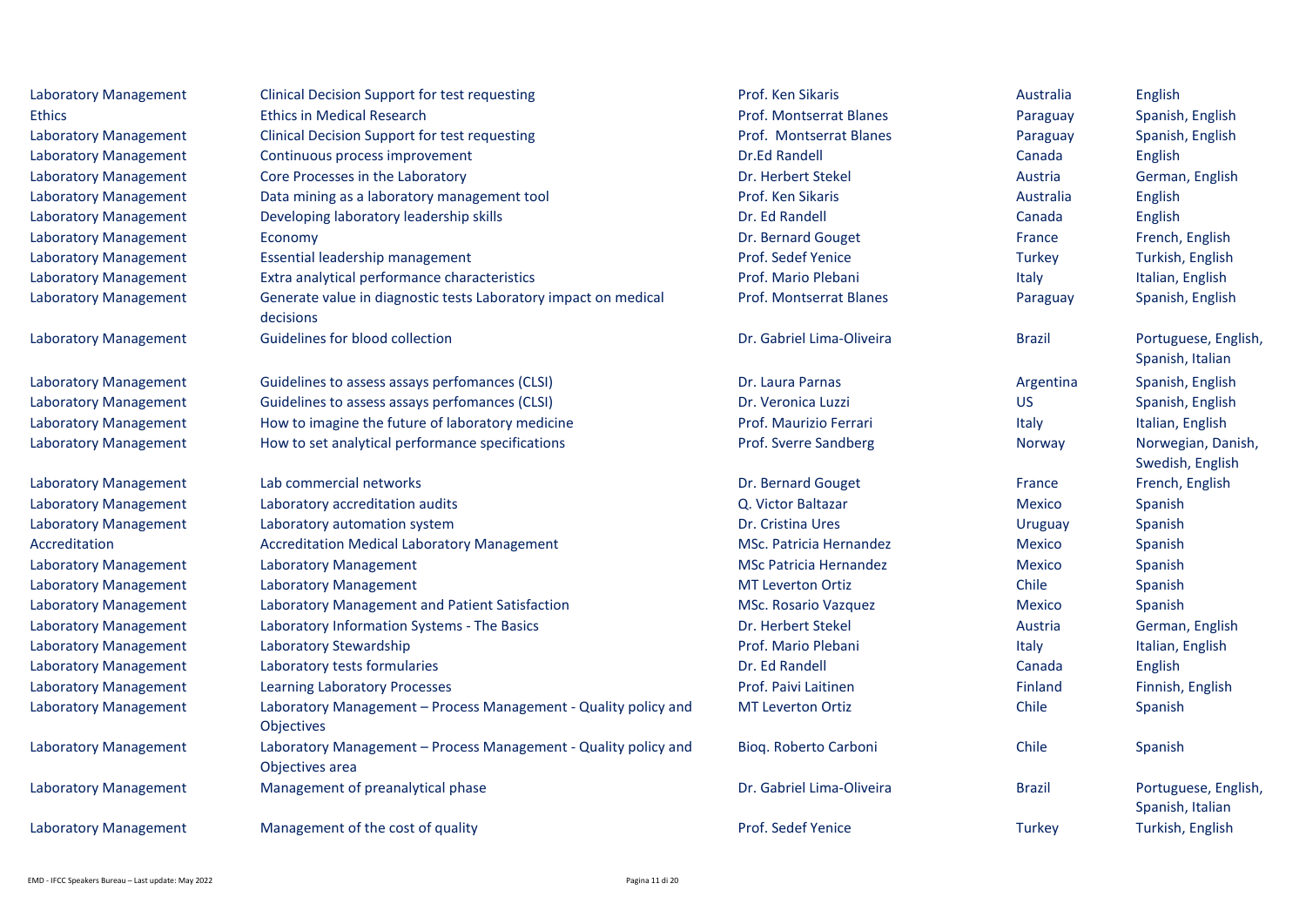| | | | | |
|---|---|---|---|---|
| Laboratory Management | Clinical Decision Support for test requesting | Prof. Ken Sikaris | Australia | English |
| Ethics | Ethics in Medical Research | Prof. Montserrat Blanes | Paraguay | Spanish, English |
| Laboratory Management | Clinical Decision Support for test requesting | Prof.  Montserrat Blanes | Paraguay | Spanish, English |
| Laboratory Management | Continuous process improvement | Dr.Ed Randell | Canada | English |
| Laboratory Management | Core Processes in the Laboratory | Dr. Herbert Stekel | Austria | German, English |
| Laboratory Management | Data mining as a laboratory management tool | Prof. Ken Sikaris | Australia | English |
| Laboratory Management | Developing laboratory leadership skills | Dr. Ed Randell | Canada | English |
| Laboratory Management | Economy | Dr. Bernard Gouget | France | French, English |
| Laboratory Management | Essential leadership management | Prof. Sedef Yenice | Turkey | Turkish, English |
| Laboratory Management | Extra analytical performance characteristics | Prof. Mario Plebani | Italy | Italian, English |
| Laboratory Management | Generate value in diagnostic tests Laboratory impact on medical decisions | Prof. Montserrat Blanes | Paraguay | Spanish, English |
| Laboratory Management | Guidelines for blood collection | Dr. Gabriel Lima-Oliveira | Brazil | Portuguese, English, Spanish, Italian |
| Laboratory Management | Guidelines to assess assays perfomances (CLSI) | Dr. Laura Parnas | Argentina | Spanish, English |
| Laboratory Management | Guidelines to assess assays perfomances (CLSI) | Dr. Veronica Luzzi | US | Spanish, English |
| Laboratory Management | How to imagine the future of laboratory medicine | Prof. Maurizio Ferrari | Italy | Italian, English |
| Laboratory Management | How to set analytical performance specifications | Prof. Sverre Sandberg | Norway | Norwegian, Danish, Swedish, English |
| Laboratory Management | Lab commercial networks | Dr. Bernard Gouget | France | French, English |
| Laboratory Management | Laboratory accreditation audits | Q. Victor Baltazar | Mexico | Spanish |
| Laboratory Management | Laboratory automation system | Dr. Cristina Ures | Uruguay | Spanish |
| Accreditation | Accreditation Medical Laboratory Management | MSc. Patricia Hernandez | Mexico | Spanish |
| Laboratory Management | Laboratory Management | MSc Patricia Hernandez | Mexico | Spanish |
| Laboratory Management | Laboratory Management | MT Leverton Ortiz | Chile | Spanish |
| Laboratory Management | Laboratory Management and Patient Satisfaction | MSc. Rosario Vazquez | Mexico | Spanish |
| Laboratory Management | Laboratory Information Systems - The Basics | Dr. Herbert Stekel | Austria | German, English |
| Laboratory Management | Laboratory Stewardship | Prof. Mario Plebani | Italy | Italian, English |
| Laboratory Management | Laboratory tests formularies | Dr. Ed Randell | Canada | English |
| Laboratory Management | Learning Laboratory Processes | Prof. Paivi Laitinen | Finland | Finnish, English |
| Laboratory Management | Laboratory Management – Process Management - Quality policy and Objectives | MT Leverton Ortiz | Chile | Spanish |
| Laboratory Management | Laboratory Management – Process Management - Quality policy and Objectives area | Bioq. Roberto Carboni | Chile | Spanish |
| Laboratory Management | Management of preanalytical phase | Dr. Gabriel Lima-Oliveira | Brazil | Portuguese, English, Spanish, Italian |
| Laboratory Management | Management of the cost of quality | Prof. Sedef Yenice | Turkey | Turkish, English |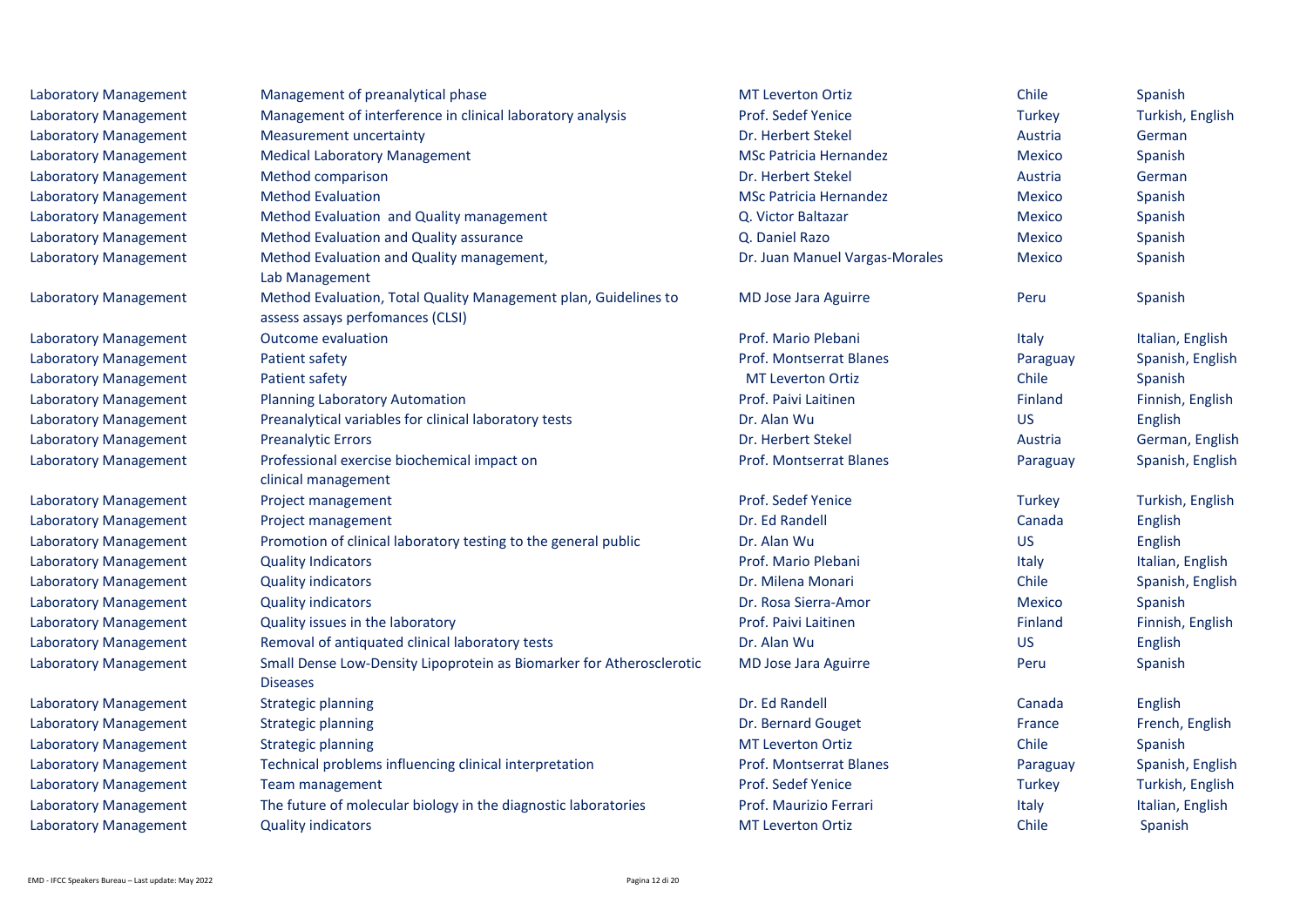| | | | | |
|---|---|---|---|---|
| Laboratory Management | Management of preanalytical phase | MT Leverton Ortiz | Chile | Spanish |
| Laboratory Management | Management of interference in clinical laboratory analysis | Prof. Sedef Yenice | Turkey | Turkish, English |
| Laboratory Management | Measurement uncertainty | Dr. Herbert Stekel | Austria | German |
| Laboratory Management | Medical Laboratory Management | MSc Patricia Hernandez | Mexico | Spanish |
| Laboratory Management | Method comparison | Dr. Herbert Stekel | Austria | German |
| Laboratory Management | Method Evaluation | MSc Patricia Hernandez | Mexico | Spanish |
| Laboratory Management | Method Evaluation and Quality management | Q. Victor Baltazar | Mexico | Spanish |
| Laboratory Management | Method Evaluation and Quality assurance | Q. Daniel Razo | Mexico | Spanish |
| Laboratory Management | Method Evaluation and Quality management, Lab Management | Dr. Juan Manuel Vargas-Morales | Mexico | Spanish |
| Laboratory Management | Method Evaluation, Total Quality Management plan, Guidelines to assess assays perfomances (CLSI) | MD Jose Jara Aguirre | Peru | Spanish |
| Laboratory Management | Outcome evaluation | Prof. Mario Plebani | Italy | Italian, English |
| Laboratory Management | Patient safety | Prof. Montserrat Blanes | Paraguay | Spanish, English |
| Laboratory Management | Patient safety | MT Leverton Ortiz | Chile | Spanish |
| Laboratory Management | Planning Laboratory Automation | Prof. Paivi Laitinen | Finland | Finnish, English |
| Laboratory Management | Preanalytical variables for clinical laboratory tests | Dr. Alan Wu | US | English |
| Laboratory Management | Preanalytic Errors | Dr. Herbert Stekel | Austria | German, English |
| Laboratory Management | Professional exercise biochemical impact on clinical management | Prof. Montserrat Blanes | Paraguay | Spanish, English |
| Laboratory Management | Project management | Prof. Sedef Yenice | Turkey | Turkish, English |
| Laboratory Management | Project management | Dr. Ed Randell | Canada | English |
| Laboratory Management | Promotion of clinical laboratory testing to the general public | Dr. Alan Wu | US | English |
| Laboratory Management | Quality Indicators | Prof. Mario Plebani | Italy | Italian, English |
| Laboratory Management | Quality indicators | Dr. Milena Monari | Chile | Spanish, English |
| Laboratory Management | Quality indicators | Dr. Rosa Sierra-Amor | Mexico | Spanish |
| Laboratory Management | Quality issues in the laboratory | Prof. Paivi Laitinen | Finland | Finnish, English |
| Laboratory Management | Removal of antiquated clinical laboratory tests | Dr. Alan Wu | US | English |
| Laboratory Management | Small Dense Low-Density Lipoprotein as Biomarker for Atherosclerotic Diseases | MD Jose Jara Aguirre | Peru | Spanish |
| Laboratory Management | Strategic planning | Dr. Ed Randell | Canada | English |
| Laboratory Management | Strategic planning | Dr. Bernard Gouget | France | French, English |
| Laboratory Management | Strategic planning | MT Leverton Ortiz | Chile | Spanish |
| Laboratory Management | Technical problems influencing clinical interpretation | Prof. Montserrat Blanes | Paraguay | Spanish, English |
| Laboratory Management | Team management | Prof. Sedef Yenice | Turkey | Turkish, English |
| Laboratory Management | The future of molecular biology in the diagnostic laboratories | Prof. Maurizio Ferrari | Italy | Italian, English |
| Laboratory Management | Quality indicators | MT Leverton Ortiz | Chile | Spanish |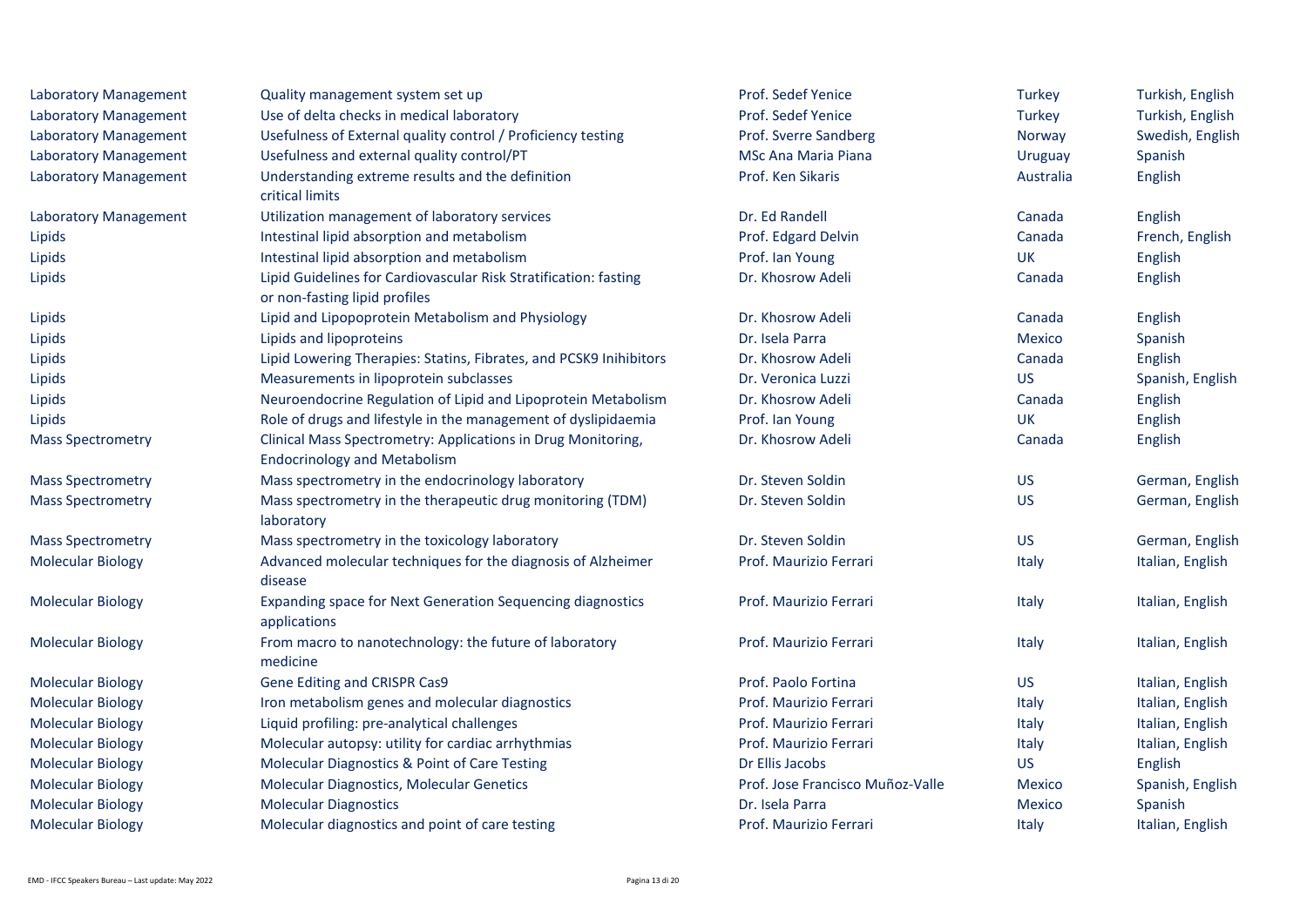| | | | | |
|---|---|---|---|---|
| Laboratory Management | Quality management system set up | Prof. Sedef Yenice | Turkey | Turkish, English |
| Laboratory Management | Use of delta checks in medical laboratory | Prof. Sedef Yenice | Turkey | Turkish, English |
| Laboratory Management | Usefulness of External quality control / Proficiency testing | Prof. Sverre Sandberg | Norway | Swedish, English |
| Laboratory Management | Usefulness and external quality control/PT | MSc Ana Maria Piana | Uruguay | Spanish |
| Laboratory Management | Understanding extreme results and the definition critical limits | Prof. Ken Sikaris | Australia | English |
| Laboratory Management | Utilization management of laboratory services | Dr. Ed Randell | Canada | English |
| Lipids | Intestinal lipid absorption and metabolism | Prof. Edgard Delvin | Canada | French, English |
| Lipids | Intestinal lipid absorption and metabolism | Prof. Ian Young | UK | English |
| Lipids | Lipid Guidelines for Cardiovascular Risk Stratification: fasting or non-fasting lipid profiles | Dr. Khosrow Adeli | Canada | English |
| Lipids | Lipid and Lipopoprotein Metabolism and Physiology | Dr. Khosrow Adeli | Canada | English |
| Lipids | Lipids and lipoproteins | Dr. Isela Parra | Mexico | Spanish |
| Lipids | Lipid Lowering Therapies: Statins, Fibrates, and PCSK9 Inihibitors | Dr. Khosrow Adeli | Canada | English |
| Lipids | Measurements in lipoprotein subclasses | Dr. Veronica Luzzi | US | Spanish, English |
| Lipids | Neuroendocrine Regulation of Lipid and Lipoprotein Metabolism | Dr. Khosrow Adeli | Canada | English |
| Lipids | Role of drugs and lifestyle in the management of dyslipidaemia | Prof. Ian Young | UK | English |
| Mass Spectrometry | Clinical Mass Spectrometry: Applications in Drug Monitoring, Endocrinology and Metabolism | Dr. Khosrow Adeli | Canada | English |
| Mass Spectrometry | Mass spectrometry in the endocrinology laboratory | Dr. Steven Soldin | US | German, English |
| Mass Spectrometry | Mass spectrometry in the therapeutic drug monitoring (TDM) laboratory | Dr. Steven Soldin | US | German, English |
| Mass Spectrometry | Mass spectrometry in the toxicology laboratory | Dr. Steven Soldin | US | German, English |
| Molecular Biology | Advanced molecular techniques for the diagnosis of Alzheimer disease | Prof. Maurizio Ferrari | Italy | Italian, English |
| Molecular Biology | Expanding space for Next Generation Sequencing diagnostics applications | Prof. Maurizio Ferrari | Italy | Italian, English |
| Molecular Biology | From macro to nanotechnology: the future of laboratory medicine | Prof. Maurizio Ferrari | Italy | Italian, English |
| Molecular Biology | Gene Editing and CRISPR Cas9 | Prof. Paolo Fortina | US | Italian, English |
| Molecular Biology | Iron metabolism genes and molecular diagnostics | Prof. Maurizio Ferrari | Italy | Italian, English |
| Molecular Biology | Liquid profiling: pre-analytical challenges | Prof. Maurizio Ferrari | Italy | Italian, English |
| Molecular Biology | Molecular autopsy: utility for cardiac arrhythmias | Prof. Maurizio Ferrari | Italy | Italian, English |
| Molecular Biology | Molecular Diagnostics & Point of Care Testing | Dr Ellis Jacobs | US | English |
| Molecular Biology | Molecular Diagnostics, Molecular Genetics | Prof. Jose Francisco Muñoz-Valle | Mexico | Spanish, English |
| Molecular Biology | Molecular Diagnostics | Dr. Isela Parra | Mexico | Spanish |
| Molecular Biology | Molecular diagnostics and point of care testing | Prof. Maurizio Ferrari | Italy | Italian, English |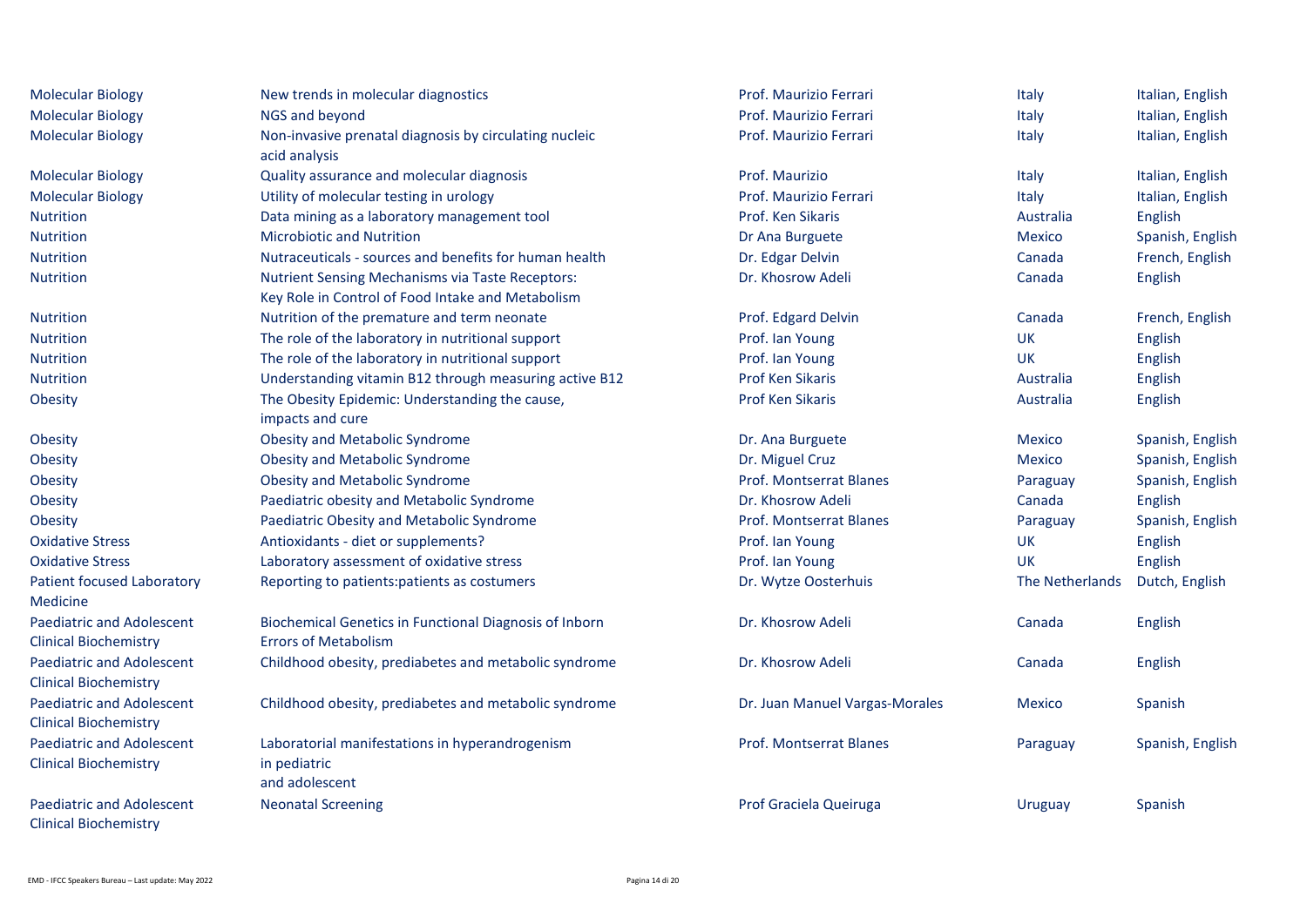| | | | | |
|---|---|---|---|---|
| Molecular Biology | New trends in molecular diagnostics | Prof. Maurizio Ferrari | Italy | Italian, English |
| Molecular Biology | NGS and beyond | Prof. Maurizio Ferrari | Italy | Italian, English |
| Molecular Biology | Non-invasive prenatal diagnosis by circulating nucleic acid analysis | Prof. Maurizio Ferrari | Italy | Italian, English |
| Molecular Biology | Quality assurance and molecular diagnosis | Prof. Maurizio | Italy | Italian, English |
| Molecular Biology | Utility of molecular testing in urology | Prof. Maurizio Ferrari | Italy | Italian, English |
| Nutrition | Data mining as a laboratory management tool | Prof. Ken Sikaris | Australia | English |
| Nutrition | Microbiotic and Nutrition | Dr Ana Burguete | Mexico | Spanish, English |
| Nutrition | Nutraceuticals - sources and benefits for human health | Dr. Edgar Delvin | Canada | French, English |
| Nutrition | Nutrient Sensing Mechanisms via Taste Receptors: Key Role in Control of Food Intake and Metabolism | Dr. Khosrow Adeli | Canada | English |
| Nutrition | Nutrition of the premature and term neonate | Prof. Edgard Delvin | Canada | French, English |
| Nutrition | The role of the laboratory in nutritional support | Prof. Ian Young | UK | English |
| Nutrition | The role of the laboratory in nutritional support | Prof. Ian Young | UK | English |
| Nutrition | Understanding vitamin B12 through measuring active B12 | Prof Ken Sikaris | Australia | English |
| Obesity | The Obesity Epidemic: Understanding the cause, impacts and cure | Prof Ken Sikaris | Australia | English |
| Obesity | Obesity and Metabolic Syndrome | Dr. Ana Burguete | Mexico | Spanish, English |
| Obesity | Obesity and Metabolic Syndrome | Dr. Miguel Cruz | Mexico | Spanish, English |
| Obesity | Obesity and Metabolic Syndrome | Prof. Montserrat Blanes | Paraguay | Spanish, English |
| Obesity | Paediatric obesity and Metabolic Syndrome | Dr. Khosrow Adeli | Canada | English |
| Obesity | Paediatric Obesity and Metabolic Syndrome | Prof. Montserrat Blanes | Paraguay | Spanish, English |
| Oxidative Stress | Antioxidants - diet or supplements? | Prof. Ian Young | UK | English |
| Oxidative Stress | Laboratory assessment of oxidative stress | Prof. Ian Young | UK | English |
| Patient focused Laboratory Medicine | Reporting to patients:patients as costumers | Dr. Wytze Oosterhuis | The Netherlands | Dutch, English |
| Paediatric and Adolescent Clinical Biochemistry | Biochemical Genetics in Functional Diagnosis of Inborn Errors of Metabolism | Dr. Khosrow Adeli | Canada | English |
| Paediatric and Adolescent Clinical Biochemistry | Childhood obesity, prediabetes and metabolic syndrome | Dr. Khosrow Adeli | Canada | English |
| Paediatric and Adolescent Clinical Biochemistry | Childhood obesity, prediabetes and metabolic syndrome | Dr. Juan Manuel Vargas-Morales | Mexico | Spanish |
| Paediatric and Adolescent Clinical Biochemistry | Laboratorial manifestations in hyperandrogenism in pediatric and adolescent | Prof. Montserrat Blanes | Paraguay | Spanish, English |
| Paediatric and Adolescent Clinical Biochemistry | Neonatal Screening | Prof Graciela Queiruga | Uruguay | Spanish |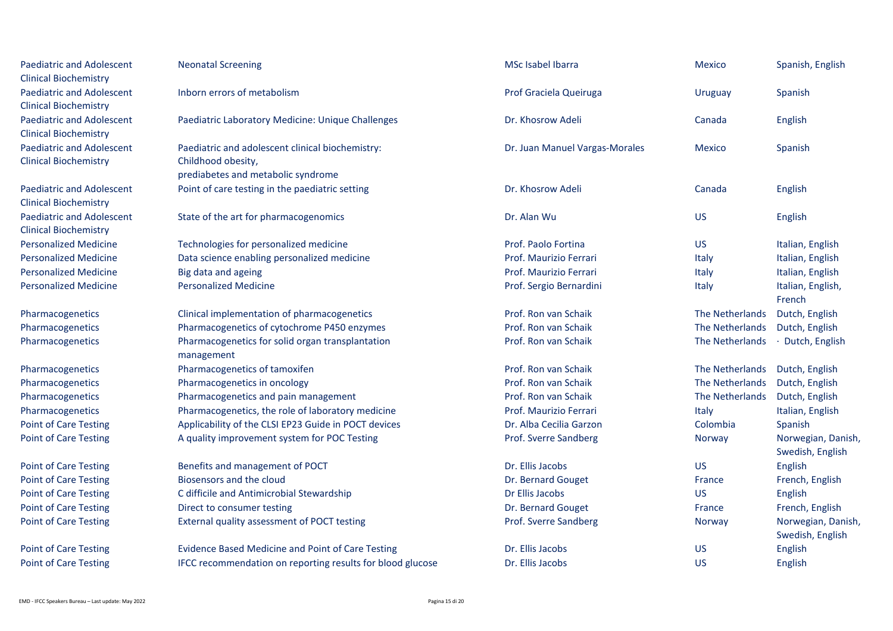| | | | | |
|---|---|---|---|---|
| Paediatric and Adolescent Clinical Biochemistry | Neonatal Screening | MSc Isabel Ibarra | Mexico | Spanish, English |
| Paediatric and Adolescent Clinical Biochemistry | Inborn errors of metabolism | Prof Graciela Queiruga | Uruguay | Spanish |
| Paediatric and Adolescent Clinical Biochemistry | Paediatric Laboratory Medicine: Unique Challenges | Dr. Khosrow Adeli | Canada | English |
| Paediatric and Adolescent Clinical Biochemistry | Paediatric and adolescent clinical biochemistry: Childhood obesity, prediabetes and metabolic syndrome | Dr. Juan Manuel Vargas-Morales | Mexico | Spanish |
| Paediatric and Adolescent Clinical Biochemistry | Point of care testing in the paediatric setting | Dr. Khosrow Adeli | Canada | English |
| Paediatric and Adolescent Clinical Biochemistry | State of the art for pharmacogenomics | Dr. Alan Wu | US | English |
| Personalized Medicine | Technologies for personalized medicine | Prof. Paolo Fortina | US | Italian, English |
| Personalized Medicine | Data science enabling personalized medicine | Prof. Maurizio Ferrari | Italy | Italian, English |
| Personalized Medicine | Big data and ageing | Prof. Maurizio Ferrari | Italy | Italian, English |
| Personalized Medicine | Personalized Medicine | Prof. Sergio Bernardini | Italy | Italian, English, French |
| Pharmacogenetics | Clinical implementation of pharmacogenetics | Prof. Ron van Schaik | The Netherlands | Dutch, English |
| Pharmacogenetics | Pharmacogenetics of cytochrome P450 enzymes | Prof. Ron van Schaik | The Netherlands | Dutch, English |
| Pharmacogenetics | Pharmacogenetics for solid organ transplantation management | Prof. Ron van Schaik | The Netherlands | · Dutch, English |
| Pharmacogenetics | Pharmacogenetics of tamoxifen | Prof. Ron van Schaik | The Netherlands | Dutch, English |
| Pharmacogenetics | Pharmacogenetics in oncology | Prof. Ron van Schaik | The Netherlands | Dutch, English |
| Pharmacogenetics | Pharmacogenetics and pain management | Prof. Ron van Schaik | The Netherlands | Dutch, English |
| Pharmacogenetics | Pharmacogenetics, the role of laboratory medicine | Prof. Maurizio Ferrari | Italy | Italian, English |
| Point of Care Testing | Applicability of the CLSI EP23 Guide in POCT devices | Dr. Alba Cecilia Garzon | Colombia | Spanish |
| Point of Care Testing | A quality improvement system for POC Testing | Prof. Sverre Sandberg | Norway | Norwegian, Danish, Swedish, English |
| Point of Care Testing | Benefits and management of POCT | Dr. Ellis Jacobs | US | English |
| Point of Care Testing | Biosensors and the cloud | Dr. Bernard Gouget | France | French, English |
| Point of Care Testing | C difficile and Antimicrobial Stewardship | Dr Ellis Jacobs | US | English |
| Point of Care Testing | Direct to consumer testing | Dr. Bernard Gouget | France | French, English |
| Point of Care Testing | External quality assessment of POCT testing | Prof. Sverre Sandberg | Norway | Norwegian, Danish, Swedish, English |
| Point of Care Testing | Evidence Based Medicine and Point of Care Testing | Dr. Ellis Jacobs | US | English |
| Point of Care Testing | IFCC recommendation on reporting results for blood glucose | Dr. Ellis Jacobs | US | English |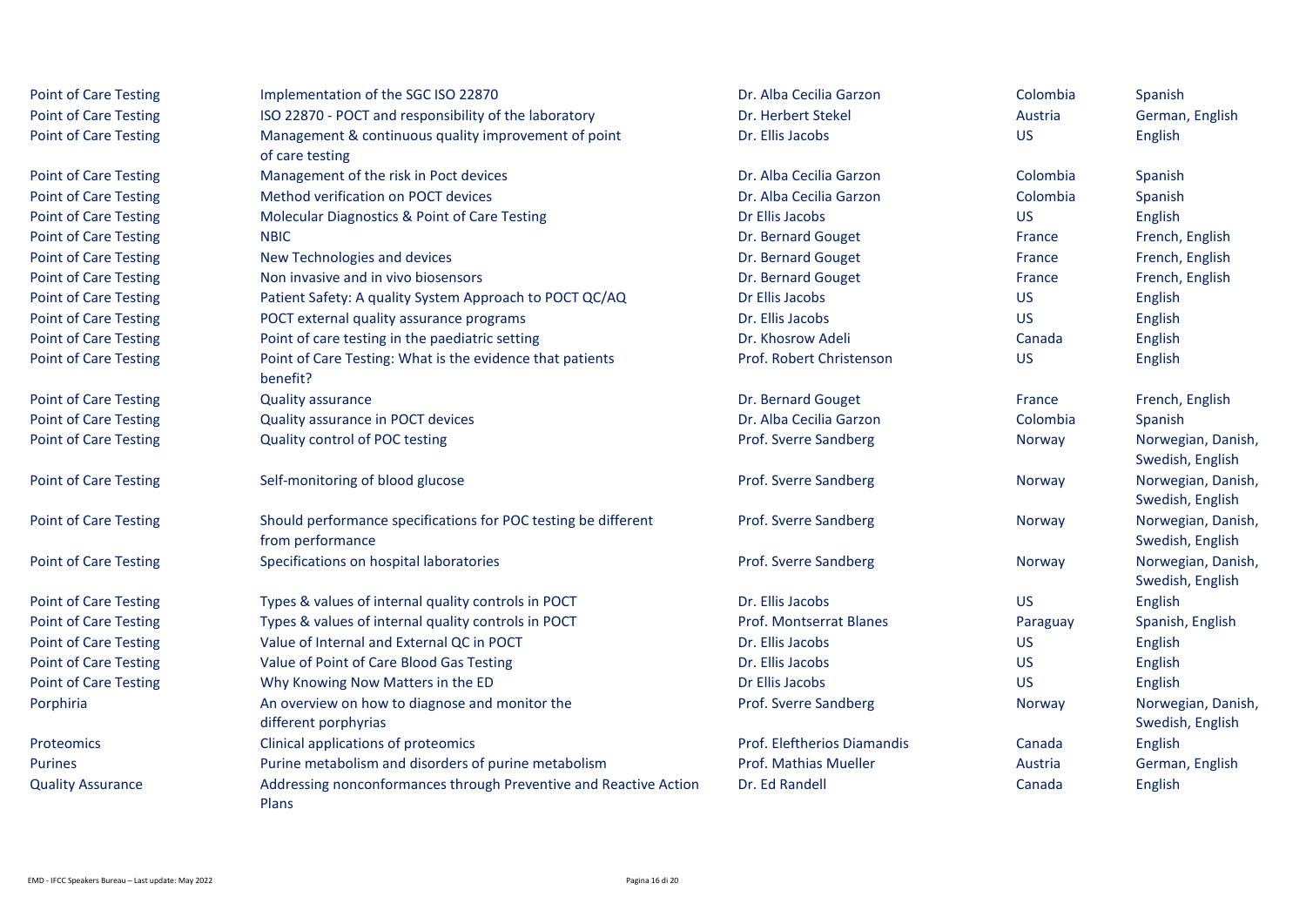| | | | | |
|---|---|---|---|---|
| Point of Care Testing | Implementation of the SGC ISO 22870 | Dr. Alba Cecilia Garzon | Colombia | Spanish |
| Point of Care Testing | ISO 22870 - POCT and responsibility of the laboratory | Dr. Herbert Stekel | Austria | German, English |
| Point of Care Testing | Management & continuous quality improvement of point of care testing | Dr. Ellis Jacobs | US | English |
| Point of Care Testing | Management of the risk in Poct devices | Dr. Alba Cecilia Garzon | Colombia | Spanish |
| Point of Care Testing | Method verification on POCT devices | Dr. Alba Cecilia Garzon | Colombia | Spanish |
| Point of Care Testing | Molecular Diagnostics & Point of Care Testing | Dr Ellis Jacobs | US | English |
| Point of Care Testing | NBIC | Dr. Bernard Gouget | France | French, English |
| Point of Care Testing | New Technologies and devices | Dr. Bernard Gouget | France | French, English |
| Point of Care Testing | Non invasive and in vivo biosensors | Dr. Bernard Gouget | France | French, English |
| Point of Care Testing | Patient Safety: A quality System Approach to POCT QC/AQ | Dr Ellis Jacobs | US | English |
| Point of Care Testing | POCT external quality assurance programs | Dr. Ellis Jacobs | US | English |
| Point of Care Testing | Point of care testing in the paediatric setting | Dr. Khosrow Adeli | Canada | English |
| Point of Care Testing | Point of Care Testing: What is the evidence that patients benefit? | Prof. Robert Christenson | US | English |
| Point of Care Testing | Quality assurance | Dr. Bernard Gouget | France | French, English |
| Point of Care Testing | Quality assurance in POCT devices | Dr. Alba Cecilia Garzon | Colombia | Spanish |
| Point of Care Testing | Quality control of POC testing | Prof. Sverre Sandberg | Norway | Norwegian, Danish, Swedish, English |
| Point of Care Testing | Self-monitoring of blood glucose | Prof. Sverre Sandberg | Norway | Norwegian, Danish, Swedish, English |
| Point of Care Testing | Should performance specifications for POC testing be different from performance | Prof. Sverre Sandberg | Norway | Norwegian, Danish, Swedish, English |
| Point of Care Testing | Specifications on hospital laboratories | Prof. Sverre Sandberg | Norway | Norwegian, Danish, Swedish, English |
| Point of Care Testing | Types & values of internal quality controls in POCT | Dr. Ellis Jacobs | US | English |
| Point of Care Testing | Types & values of internal quality controls in POCT | Prof. Montserrat Blanes | Paraguay | Spanish, English |
| Point of Care Testing | Value of Internal and External QC in POCT | Dr. Ellis Jacobs | US | English |
| Point of Care Testing | Value of Point of Care Blood Gas Testing | Dr. Ellis Jacobs | US | English |
| Point of Care Testing | Why Knowing Now Matters in the ED | Dr Ellis Jacobs | US | English |
| Porphiria | An overview on how to diagnose and monitor the different porphyrias | Prof. Sverre Sandberg | Norway | Norwegian, Danish, Swedish, English |
| Proteomics | Clinical applications of proteomics | Prof. Eleftherios Diamandis | Canada | English |
| Purines | Purine metabolism and disorders of purine metabolism | Prof. Mathias Mueller | Austria | German, English |
| Quality Assurance | Addressing nonconformances through Preventive and Reactive Action Plans | Dr. Ed Randell | Canada | English |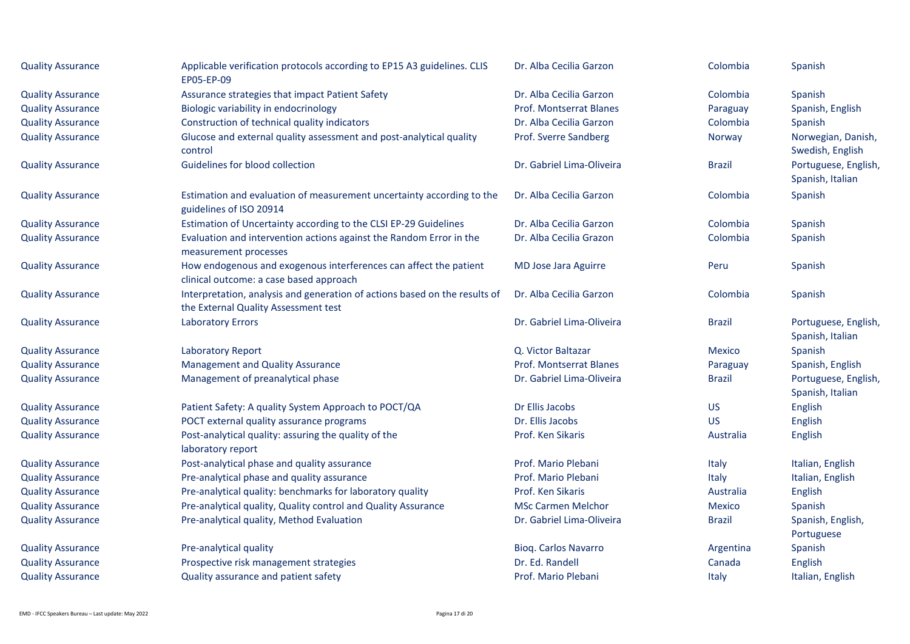| | | | | |
|---|---|---|---|---|
| Quality Assurance | Applicable verification protocols according to EP15 A3 guidelines. CLIS EP05-EP-09 | Dr. Alba Cecilia Garzon | Colombia | Spanish |
| Quality Assurance | Assurance strategies that impact Patient Safety | Dr. Alba Cecilia Garzon | Colombia | Spanish |
| Quality Assurance | Biologic variability in endocrinology | Prof. Montserrat Blanes | Paraguay | Spanish, English |
| Quality Assurance | Construction of technical quality indicators | Dr. Alba Cecilia Garzon | Colombia | Spanish |
| Quality Assurance | Glucose and external quality assessment and post-analytical quality control | Prof. Sverre Sandberg | Norway | Norwegian, Danish, Swedish, English |
| Quality Assurance | Guidelines for blood collection | Dr. Gabriel Lima-Oliveira | Brazil | Portuguese, English, Spanish, Italian |
| Quality Assurance | Estimation and evaluation of measurement uncertainty according to the guidelines of ISO 20914 | Dr. Alba Cecilia Garzon | Colombia | Spanish |
| Quality Assurance | Estimation of Uncertainty according to the CLSI EP-29 Guidelines | Dr. Alba Cecilia Garzon | Colombia | Spanish |
| Quality Assurance | Evaluation and intervention actions against the Random Error in the measurement processes | Dr. Alba Cecilia Grazon | Colombia | Spanish |
| Quality Assurance | How endogenous and exogenous interferences can affect the patient clinical outcome: a case based approach | MD Jose Jara Aguirre | Peru | Spanish |
| Quality Assurance | Interpretation, analysis and generation of actions based on the results of the External Quality Assessment test | Dr. Alba Cecilia Garzon | Colombia | Spanish |
| Quality Assurance | Laboratory Errors | Dr. Gabriel Lima-Oliveira | Brazil | Portuguese, English, Spanish, Italian |
| Quality Assurance | Laboratory Report | Q. Victor Baltazar | Mexico | Spanish |
| Quality Assurance | Management and Quality Assurance | Prof. Montserrat Blanes | Paraguay | Spanish, English |
| Quality Assurance | Management of preanalytical phase | Dr. Gabriel Lima-Oliveira | Brazil | Portuguese, English, Spanish, Italian |
| Quality Assurance | Patient Safety: A quality System Approach to POCT/QA | Dr Ellis Jacobs | US | English |
| Quality Assurance | POCT external quality assurance programs | Dr. Ellis Jacobs | US | English |
| Quality Assurance | Post-analytical quality: assuring the quality of the laboratory report | Prof. Ken Sikaris | Australia | English |
| Quality Assurance | Post-analytical phase and quality assurance | Prof. Mario Plebani | Italy | Italian, English |
| Quality Assurance | Pre-analytical phase and quality assurance | Prof. Mario Plebani | Italy | Italian, English |
| Quality Assurance | Pre-analytical quality: benchmarks for laboratory quality | Prof. Ken Sikaris | Australia | English |
| Quality Assurance | Pre-analytical quality, Quality control and Quality Assurance | MSc Carmen Melchor | Mexico | Spanish |
| Quality Assurance | Pre-analytical quality, Method Evaluation | Dr. Gabriel Lima-Oliveira | Brazil | Spanish, English, Portuguese |
| Quality Assurance | Pre-analytical quality | Bioq. Carlos Navarro | Argentina | Spanish |
| Quality Assurance | Prospective risk management strategies | Dr. Ed. Randell | Canada | English |
| Quality Assurance | Quality assurance and patient safety | Prof. Mario Plebani | Italy | Italian, English |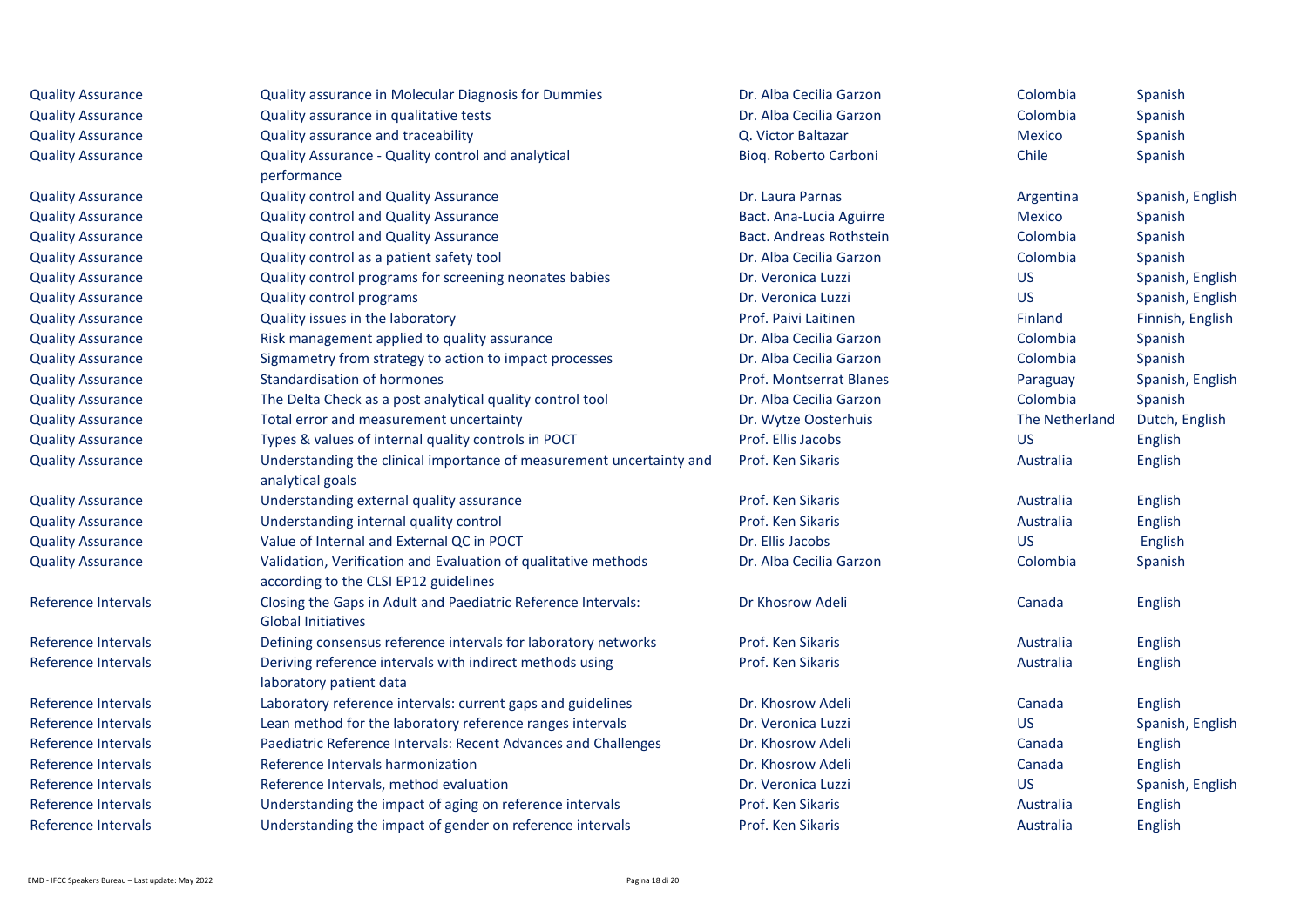| | | | | |
|---|---|---|---|---|
| Quality Assurance | Quality assurance in Molecular Diagnosis for Dummies | Dr. Alba Cecilia Garzon | Colombia | Spanish |
| Quality Assurance | Quality assurance in qualitative tests | Dr. Alba Cecilia Garzon | Colombia | Spanish |
| Quality Assurance | Quality assurance and traceability | Q. Victor Baltazar | Mexico | Spanish |
| Quality Assurance | Quality Assurance - Quality control and analytical performance | Bioq. Roberto Carboni | Chile | Spanish |
| Quality Assurance | Quality control and Quality Assurance | Dr. Laura Parnas | Argentina | Spanish, English |
| Quality Assurance | Quality control and Quality Assurance | Bact. Ana-Lucia Aguirre | Mexico | Spanish |
| Quality Assurance | Quality control and Quality Assurance | Bact. Andreas Rothstein | Colombia | Spanish |
| Quality Assurance | Quality control as a patient safety tool | Dr. Alba Cecilia Garzon | Colombia | Spanish |
| Quality Assurance | Quality control programs for screening neonates babies | Dr. Veronica Luzzi | US | Spanish, English |
| Quality Assurance | Quality control programs | Dr. Veronica Luzzi | US | Spanish, English |
| Quality Assurance | Quality issues in the laboratory | Prof. Paivi Laitinen | Finland | Finnish, English |
| Quality Assurance | Risk management applied to quality assurance | Dr. Alba Cecilia Garzon | Colombia | Spanish |
| Quality Assurance | Sigmametry from strategy to action to impact processes | Dr. Alba Cecilia Garzon | Colombia | Spanish |
| Quality Assurance | Standardisation of hormones | Prof. Montserrat Blanes | Paraguay | Spanish, English |
| Quality Assurance | The Delta Check as a post analytical quality control tool | Dr. Alba Cecilia Garzon | Colombia | Spanish |
| Quality Assurance | Total error and measurement uncertainty | Dr. Wytze Oosterhuis | The Netherland | Dutch, English |
| Quality Assurance | Types & values of internal quality controls in POCT | Prof. Ellis Jacobs | US | English |
| Quality Assurance | Understanding the clinical importance of measurement uncertainty and analytical goals | Prof. Ken Sikaris | Australia | English |
| Quality Assurance | Understanding external quality assurance | Prof. Ken Sikaris | Australia | English |
| Quality Assurance | Understanding internal quality control | Prof. Ken Sikaris | Australia | English |
| Quality Assurance | Value of Internal and External QC in POCT | Dr. Ellis Jacobs | US | English |
| Quality Assurance | Validation, Verification and Evaluation of qualitative methods according to the CLSI EP12 guidelines | Dr. Alba Cecilia Garzon | Colombia | Spanish |
| Reference Intervals | Closing the Gaps in Adult and Paediatric Reference Intervals: Global Initiatives | Dr Khosrow Adeli | Canada | English |
| Reference Intervals | Defining consensus reference intervals for laboratory networks | Prof. Ken Sikaris | Australia | English |
| Reference Intervals | Deriving reference intervals with indirect methods using laboratory patient data | Prof. Ken Sikaris | Australia | English |
| Reference Intervals | Laboratory reference intervals: current gaps and guidelines | Dr. Khosrow Adeli | Canada | English |
| Reference Intervals | Lean method for the laboratory reference ranges intervals | Dr. Veronica Luzzi | US | Spanish, English |
| Reference Intervals | Paediatric Reference Intervals: Recent Advances and Challenges | Dr. Khosrow Adeli | Canada | English |
| Reference Intervals | Reference Intervals harmonization | Dr. Khosrow Adeli | Canada | English |
| Reference Intervals | Reference Intervals, method evaluation | Dr. Veronica Luzzi | US | Spanish, English |
| Reference Intervals | Understanding the impact of aging on reference intervals | Prof. Ken Sikaris | Australia | English |
| Reference Intervals | Understanding the impact of gender on reference intervals | Prof. Ken Sikaris | Australia | English |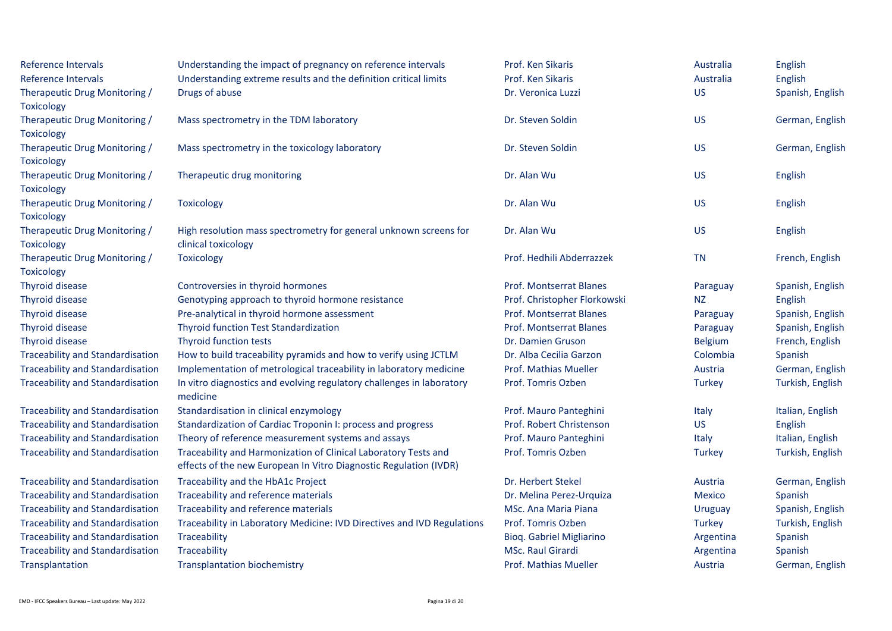| | | | | |
|---|---|---|---|---|
| Reference Intervals | Understanding the impact of pregnancy on reference intervals | Prof. Ken Sikaris | Australia | English |
| Reference Intervals | Understanding extreme results and the definition critical limits | Prof. Ken Sikaris | Australia | English |
| Therapeutic Drug Monitoring / Toxicology | Drugs of abuse | Dr. Veronica Luzzi | US | Spanish, English |
| Therapeutic Drug Monitoring / Toxicology | Mass spectrometry in the TDM laboratory | Dr. Steven Soldin | US | German, English |
| Therapeutic Drug Monitoring / Toxicology | Mass spectrometry in the toxicology laboratory | Dr. Steven Soldin | US | German, English |
| Therapeutic Drug Monitoring / Toxicology | Therapeutic drug monitoring | Dr. Alan Wu | US | English |
| Therapeutic Drug Monitoring / Toxicology | Toxicology | Dr. Alan Wu | US | English |
| Therapeutic Drug Monitoring / Toxicology | High resolution mass spectrometry for general unknown screens for clinical toxicology | Dr. Alan Wu | US | English |
| Therapeutic Drug Monitoring / Toxicology | Toxicology | Prof. Hedhili Abderrazzek | TN | French, English |
| Thyroid disease | Controversies in thyroid hormones | Prof. Montserrat Blanes | Paraguay | Spanish, English |
| Thyroid disease | Genotyping approach to thyroid hormone resistance | Prof. Christopher Florkowski | NZ | English |
| Thyroid disease | Pre-analytical in thyroid hormone assessment | Prof. Montserrat Blanes | Paraguay | Spanish, English |
| Thyroid disease | Thyroid function Test Standardization | Prof. Montserrat Blanes | Paraguay | Spanish, English |
| Thyroid disease | Thyroid function tests | Dr. Damien Gruson | Belgium | French, English |
| Traceability and Standardisation | How to build traceability pyramids and how to verify using JCTLM | Dr. Alba Cecilia Garzon | Colombia | Spanish |
| Traceability and Standardisation | Implementation of metrological traceability in laboratory medicine | Prof. Mathias Mueller | Austria | German, English |
| Traceability and Standardisation | In vitro diagnostics and evolving regulatory challenges in laboratory medicine | Prof. Tomris Ozben | Turkey | Turkish, English |
| Traceability and Standardisation | Standardisation in clinical enzymology | Prof. Mauro Panteghini | Italy | Italian, English |
| Traceability and Standardisation | Standardization of Cardiac Troponin I: process and progress | Prof. Robert Christenson | US | English |
| Traceability and Standardisation | Theory of reference measurement systems and assays | Prof. Mauro Panteghini | Italy | Italian, English |
| Traceability and Standardisation | Traceability and Harmonization of Clinical Laboratory Tests and effects of the new European In Vitro Diagnostic Regulation (IVDR) | Prof. Tomris Ozben | Turkey | Turkish, English |
| Traceability and Standardisation | Traceability and the HbA1c Project | Dr. Herbert Stekel | Austria | German, English |
| Traceability and Standardisation | Traceability and reference materials | Dr. Melina Perez-Urquiza | Mexico | Spanish |
| Traceability and Standardisation | Traceability and reference materials | MSc. Ana Maria Piana | Uruguay | Spanish, English |
| Traceability and Standardisation | Traceability in Laboratory Medicine: IVD Directives and IVD Regulations | Prof. Tomris Ozben | Turkey | Turkish, English |
| Traceability and Standardisation | Traceability | Bioq. Gabriel Migliarino | Argentina | Spanish |
| Traceability and Standardisation | Traceability | MSc. Raul Girardi | Argentina | Spanish |
| Transplantation | Transplantation biochemistry | Prof. Mathias Mueller | Austria | German, English |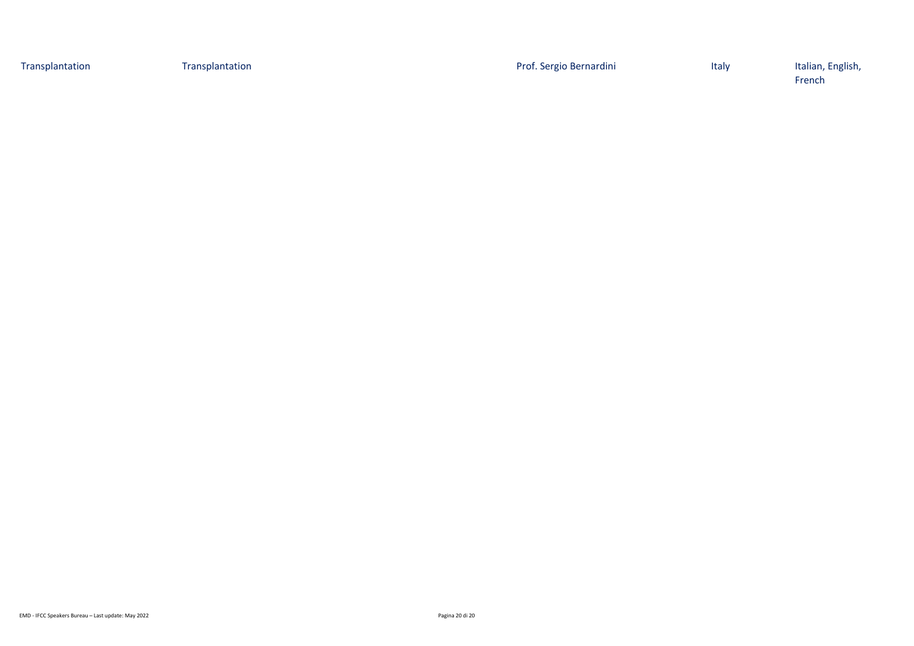| | | | | |
|---|---|---|---|---|
| Transplantation | Transplantation | Prof. Sergio Bernardini | Italy | Italian, English, French |